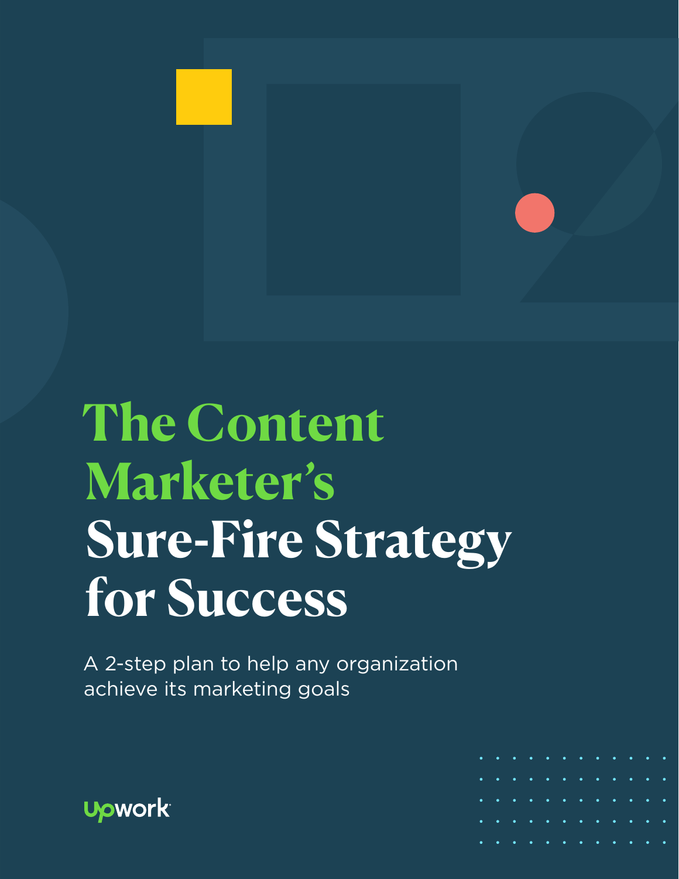# The Content Marketer's Sure-Fire Strategy for Success

A 2-step plan to help any organization achieve its marketing goals

upwork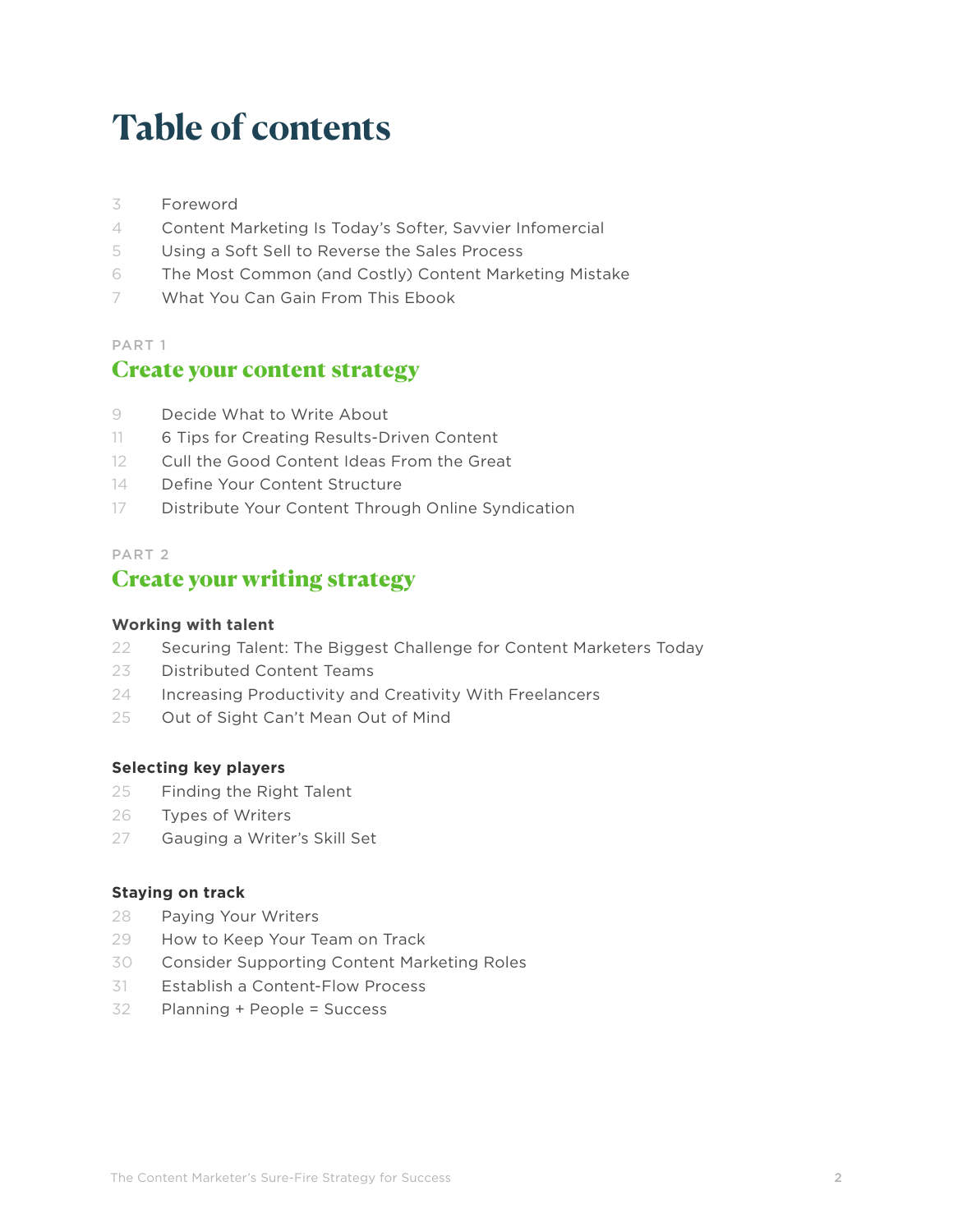# Table of contents

3 Foreword
4 Content Marketing Is Today's Softer, Savvier Infomercial
5 Using a Soft Sell to Reverse the Sales Process
6 The Most Common (and Costly) Content Marketing Mistake
7 What You Can Gain From This Ebook

PART 1

## Create your content strategy

9 Decide What to Write About
11 6 Tips for Creating Results-Driven Content
12 Cull the Good Content Ideas From the Great
14 Define Your Content Structure
17 Distribute Your Content Through Online Syndication

PART 2

## Create your writing strategy

### Working with talent

22 Securing Talent: The Biggest Challenge for Content Marketers Today
23 Distributed Content Teams
24 Increasing Productivity and Creativity With Freelancers
25 Out of Sight Can't Mean Out of Mind

### Selecting key players

25 Finding the Right Talent
26 Types of Writers
27 Gauging a Writer's Skill Set

### Staying on track

28 Paying Your Writers
29 How to Keep Your Team on Track
30 Consider Supporting Content Marketing Roles
31 Establish a Content-Flow Process
32 Planning + People = Success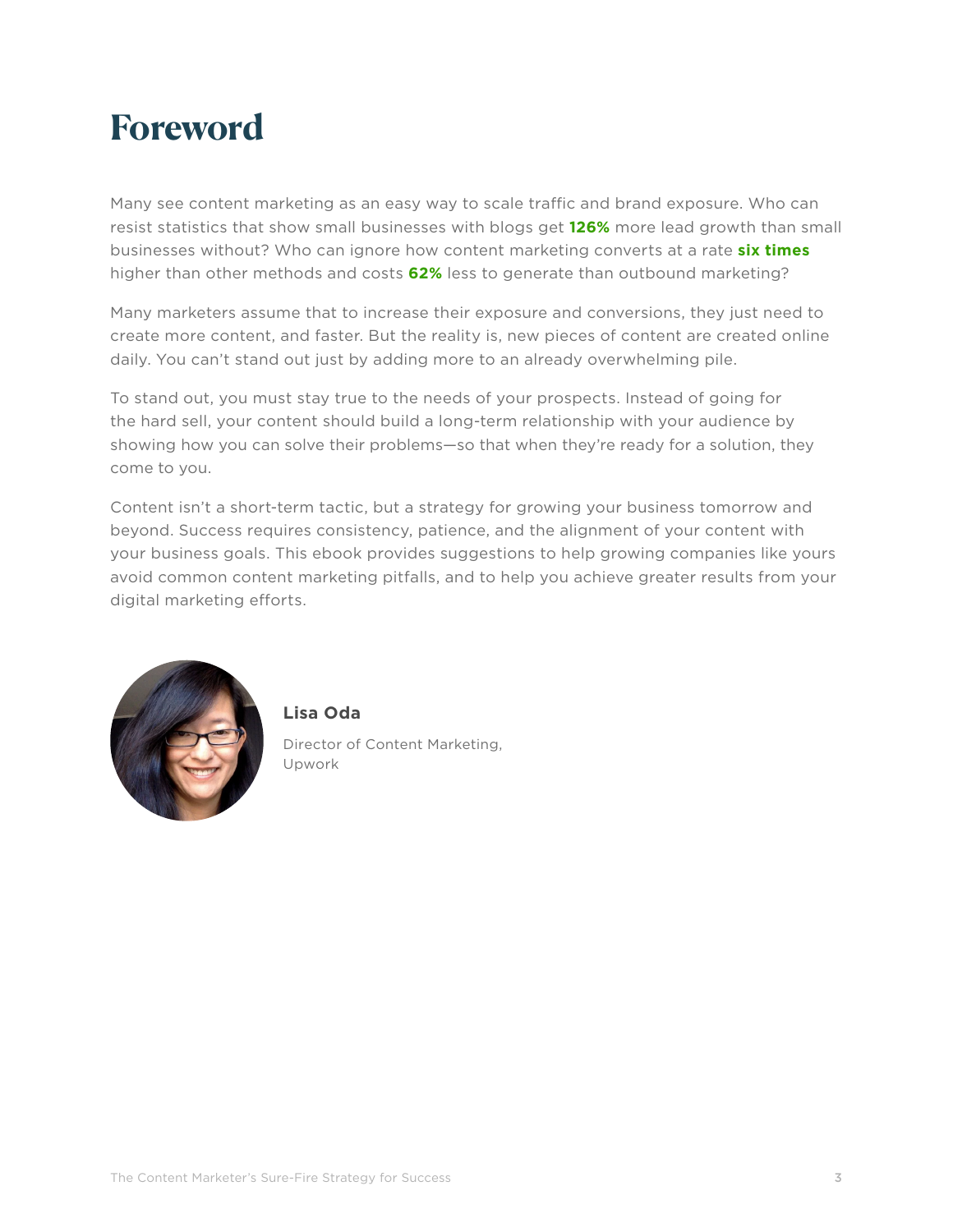# Foreword

Many see content marketing as an easy way to scale traffic and brand exposure. Who can resist statistics that show small businesses with blogs get **126%** more lead growth than small businesses without? Who can ignore how content marketing converts at a rate **six times** higher than other methods and costs **62%** less to generate than outbound marketing?

Many marketers assume that to increase their exposure and conversions, they just need to create more content, and faster. But the reality is, new pieces of content are created online daily. You can't stand out just by adding more to an already overwhelming pile.

To stand out, you must stay true to the needs of your prospects. Instead of going for the hard sell, your content should build a long-term relationship with your audience by showing how you can solve their problems—so that when they're ready for a solution, they come to you.

Content isn't a short-term tactic, but a strategy for growing your business tomorrow and beyond. Success requires consistency, patience, and the alignment of your content with your business goals. This ebook provides suggestions to help growing companies like yours avoid common content marketing pitfalls, and to help you achieve greater results from your digital marketing efforts.

**Lisa Oda**

Director of Content Marketing, Upwork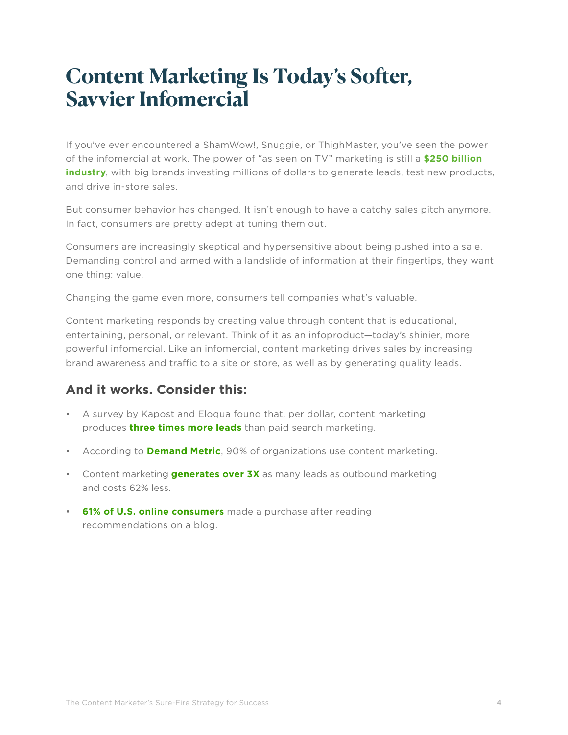# Content Marketing Is Today's Softer, Savvier Infomercial

If you've ever encountered a ShamWow!, Snuggie, or ThighMaster, you've seen the power of the infomercial at work. The power of "as seen on TV" marketing is still a **$250 billion industry**, with big brands investing millions of dollars to generate leads, test new products, and drive in-store sales.

But consumer behavior has changed. It isn't enough to have a catchy sales pitch anymore. In fact, consumers are pretty adept at tuning them out.

Consumers are increasingly skeptical and hypersensitive about being pushed into a sale. Demanding control and armed with a landslide of information at their fingertips, they want one thing: value.

Changing the game even more, consumers tell companies what's valuable.

Content marketing responds by creating value through content that is educational, entertaining, personal, or relevant. Think of it as an infoproduct—today's shinier, more powerful infomercial. Like an infomercial, content marketing drives sales by increasing brand awareness and traffic to a site or store, as well as by generating quality leads.

## And it works. Consider this:

- A survey by Kapost and Eloqua found that, per dollar, content marketing produces **three times more leads** than paid search marketing.
- According to **Demand Metric**, 90% of organizations use content marketing.
- Content marketing **generates over 3X** as many leads as outbound marketing and costs 62% less.
- **61% of U.S. online consumers** made a purchase after reading recommendations on a blog.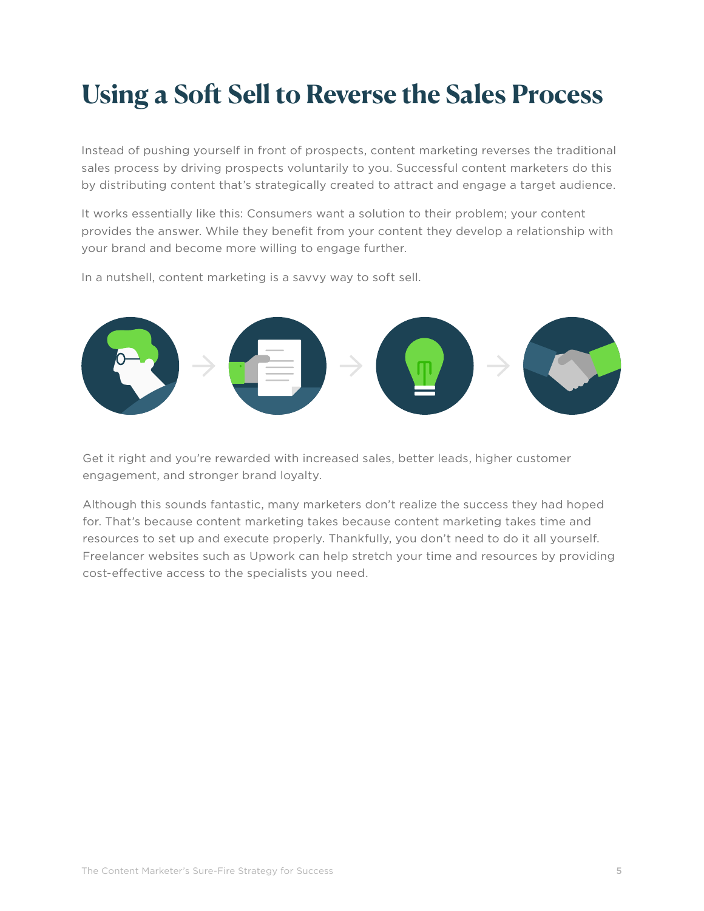# Using a Soft Sell to Reverse the Sales Process

Instead of pushing yourself in front of prospects, content marketing reverses the traditional sales process by driving prospects voluntarily to you. Successful content marketers do this by distributing content that's strategically created to attract and engage a target audience.

It works essentially like this: Consumers want a solution to their problem; your content provides the answer. While they benefit from your content they develop a relationship with your brand and become more willing to engage further.

In a nutshell, content marketing is a savvy way to soft sell.

Get it right and you're rewarded with increased sales, better leads, higher customer engagement, and stronger brand loyalty.

Although this sounds fantastic, many marketers don't realize the success they had hoped for. That's because content marketing takes because content marketing takes time and resources to set up and execute properly. Thankfully, you don't need to do it all yourself. Freelancer websites such as Upwork can help stretch your time and resources by providing cost-effective access to the specialists you need.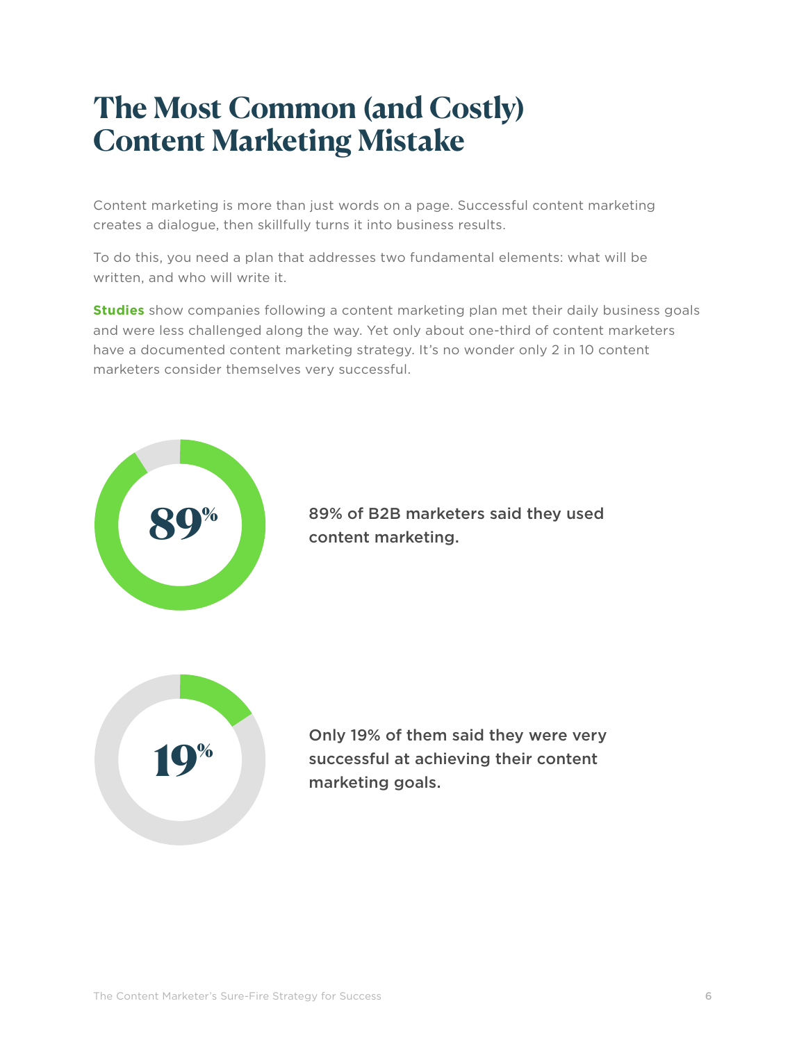# The Most Common (and Costly) Content Marketing Mistake

Content marketing is more than just words on a page. Successful content marketing creates a dialogue, then skillfully turns it into business results.

To do this, you need a plan that addresses two fundamental elements: what will be written, and who will write it.

**Studies** show companies following a content marketing plan met their daily business goals and were less challenged along the way. Yet only about one-third of content marketers have a documented content marketing strategy. It's no wonder only 2 in 10 content marketers consider themselves very successful.

**89%**

89% of B2B marketers said they used content marketing.

**19%**

Only 19% of them said they were very successful at achieving their content marketing goals.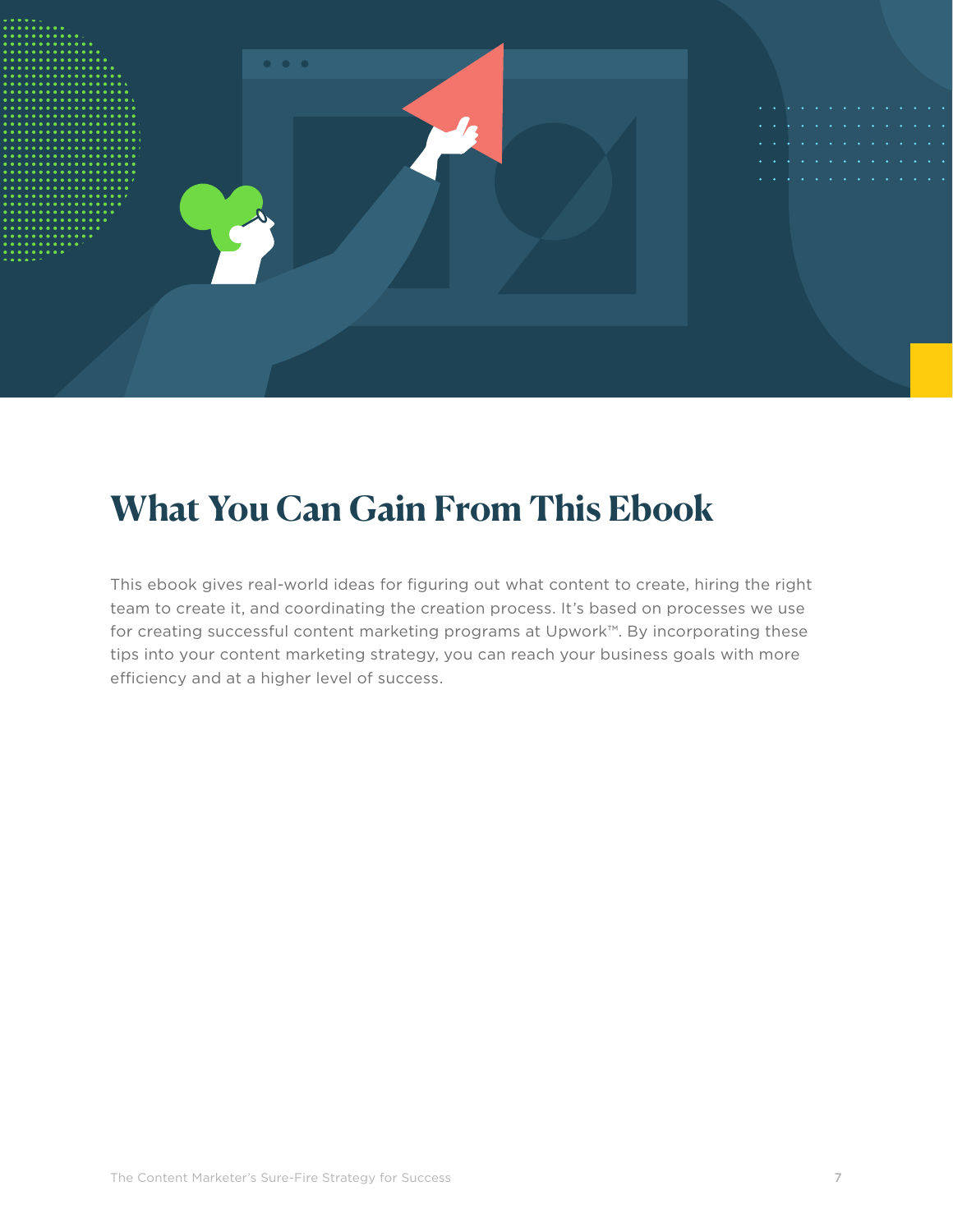# What You Can Gain From This Ebook

This ebook gives real-world ideas for figuring out what content to create, hiring the right team to create it, and coordinating the creation process. It's based on processes we use for creating successful content marketing programs at Upwork™. By incorporating these tips into your content marketing strategy, you can reach your business goals with more efficiency and at a higher level of success.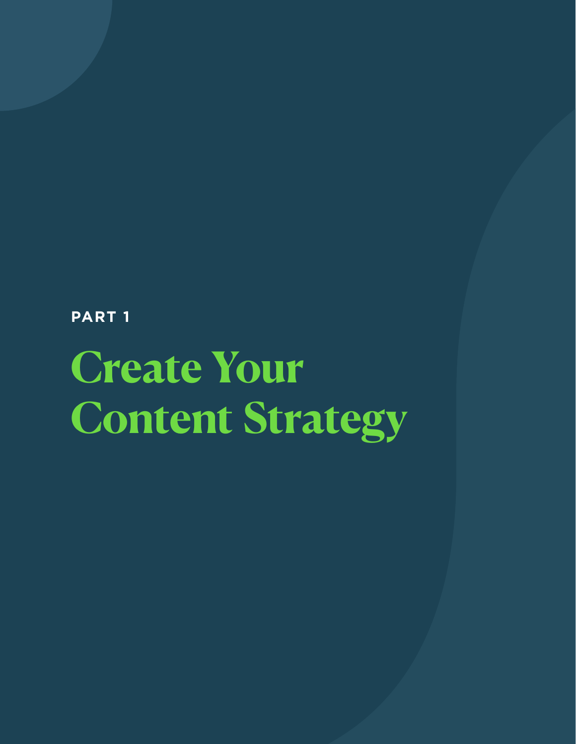**PART 1**

# Create Your Content Strategy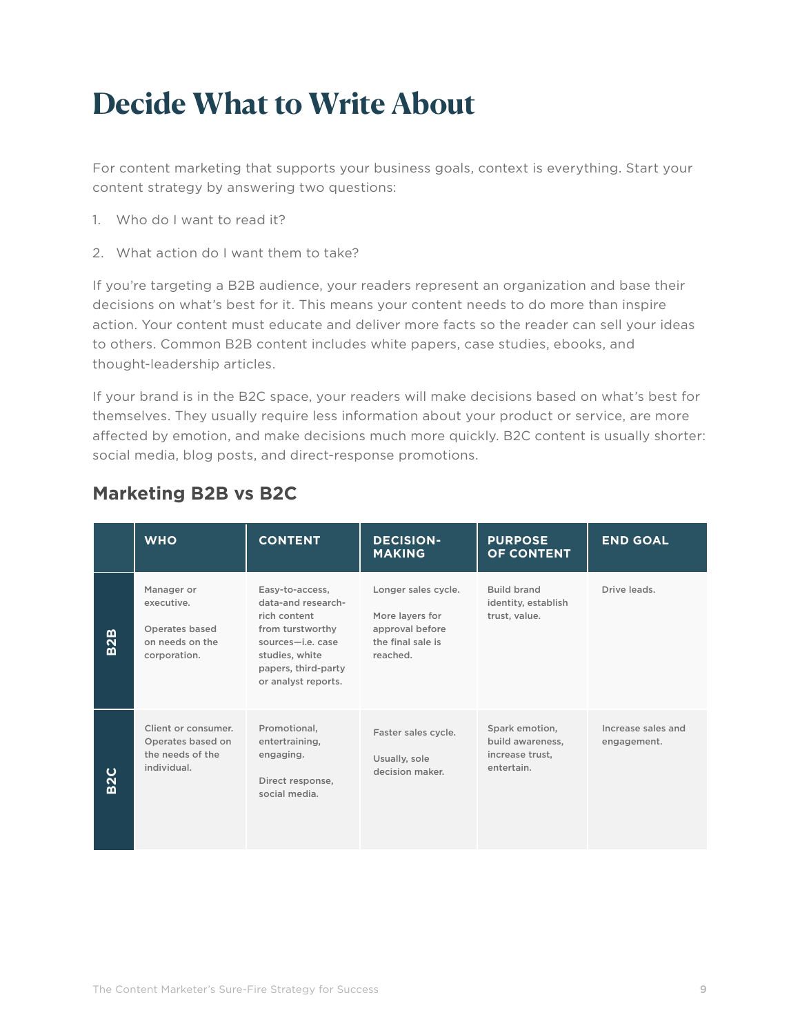# Decide What to Write About

For content marketing that supports your business goals, context is everything. Start your content strategy by answering two questions:

1. Who do I want to read it?
2. What action do I want them to take?

If you're targeting a B2B audience, your readers represent an organization and base their decisions on what's best for it. This means your content needs to do more than inspire action. Your content must educate and deliver more facts so the reader can sell your ideas to others. Common B2B content includes white papers, case studies, ebooks, and thought-leadership articles.

If your brand is in the B2C space, your readers will make decisions based on what's best for themselves. They usually require less information about your product or service, are more affected by emotion, and make decisions much more quickly. B2C content is usually shorter: social media, blog posts, and direct-response promotions.

## Marketing B2B vs B2C

| | WHO | CONTENT | DECISION-MAKING | PURPOSE OF CONTENT | END GOAL |
|---|---|---|---|---|---|
| **B2B** | Manager or executive. Operates based on needs on the corporation. | Easy-to-access, data-and research-rich content from turstworthy sources—i.e. case studies, white papers, third-party or analyst reports. | Longer sales cycle. More layers for approval before the final sale is reached. | Build brand identity, establish trust, value. | Drive leads. |
| **B2C** | Client or consumer. Operates based on the needs of the individual. | Promotional, entertraining, engaging. Direct response, social media. | Faster sales cycle. Usually, sole decision maker. | Spark emotion, build awareness, increase trust, entertain. | Increase sales and engagement. |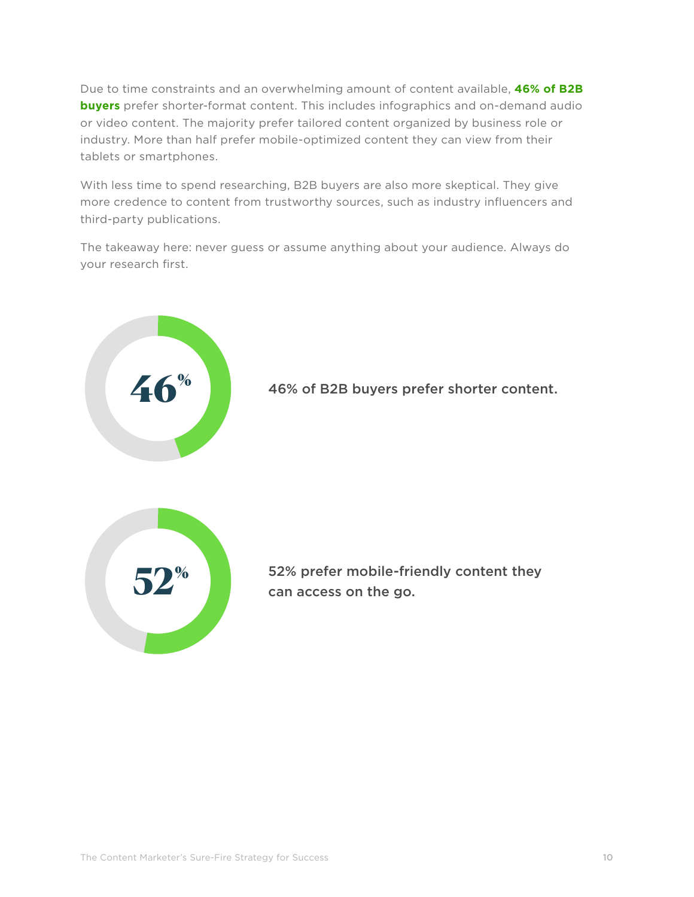Due to time constraints and an overwhelming amount of content available, **46% of B2B buyers** prefer shorter-format content. This includes infographics and on-demand audio or video content. The majority prefer tailored content organized by business role or industry. More than half prefer mobile-optimized content they can view from their tablets or smartphones.

With less time to spend researching, B2B buyers are also more skeptical. They give more credence to content from trustworthy sources, such as industry influencers and third-party publications.

The takeaway here: never guess or assume anything about your audience. Always do your research first.

**46%**

**46% of B2B buyers prefer shorter content.**

**52%**

**52% prefer mobile-friendly content they can access on the go.**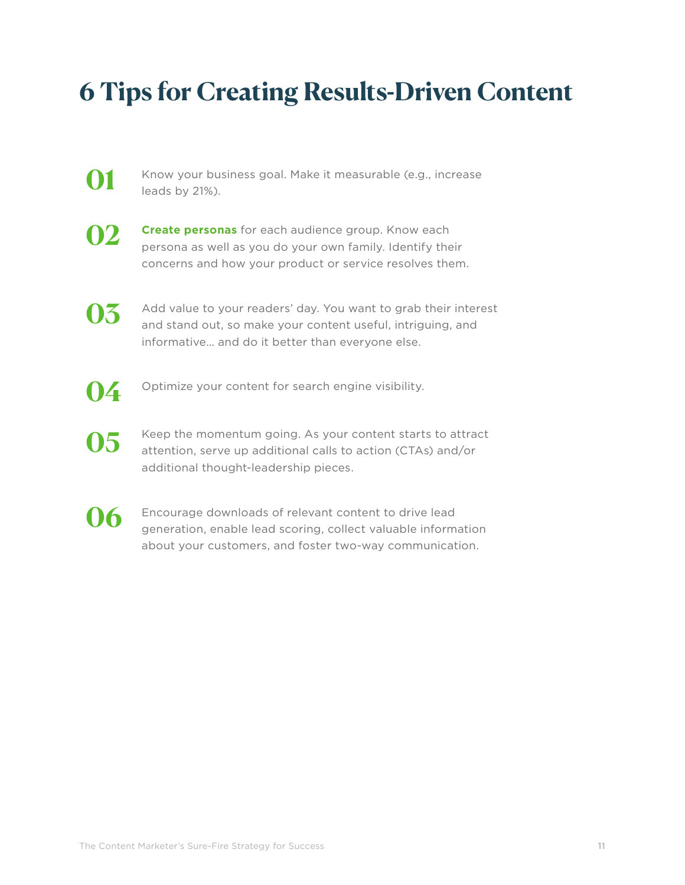# 6 Tips for Creating Results-Driven Content

**01** Know your business goal. Make it measurable (e.g., increase leads by 21%).

**02** **Create personas** for each audience group. Know each persona as well as you do your own family. Identify their concerns and how your product or service resolves them.

**03** Add value to your readers' day. You want to grab their interest and stand out, so make your content useful, intriguing, and informative… and do it better than everyone else.

**04** Optimize your content for search engine visibility.

**05** Keep the momentum going. As your content starts to attract attention, serve up additional calls to action (CTAs) and/or additional thought-leadership pieces.

**06** Encourage downloads of relevant content to drive lead generation, enable lead scoring, collect valuable information about your customers, and foster two-way communication.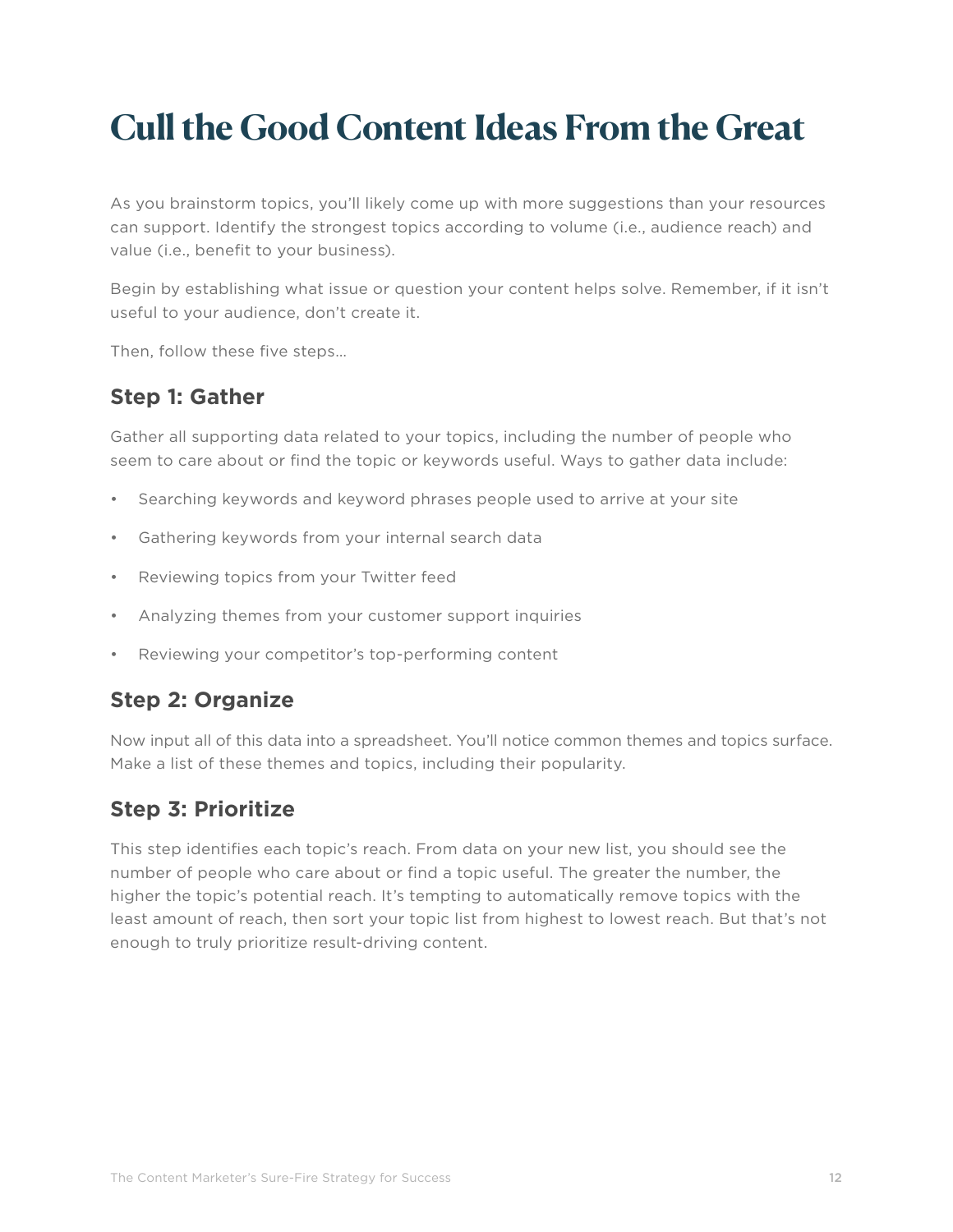# Cull the Good Content Ideas From the Great

As you brainstorm topics, you'll likely come up with more suggestions than your resources can support. Identify the strongest topics according to volume (i.e., audience reach) and value (i.e., benefit to your business).

Begin by establishing what issue or question your content helps solve. Remember, if it isn't useful to your audience, don't create it.

Then, follow these five steps...

## Step 1: Gather

Gather all supporting data related to your topics, including the number of people who seem to care about or find the topic or keywords useful. Ways to gather data include:

- Searching keywords and keyword phrases people used to arrive at your site
- Gathering keywords from your internal search data
- Reviewing topics from your Twitter feed
- Analyzing themes from your customer support inquiries
- Reviewing your competitor's top-performing content

## Step 2: Organize

Now input all of this data into a spreadsheet. You'll notice common themes and topics surface. Make a list of these themes and topics, including their popularity.

## Step 3: Prioritize

This step identifies each topic's reach. From data on your new list, you should see the number of people who care about or find a topic useful. The greater the number, the higher the topic's potential reach. It's tempting to automatically remove topics with the least amount of reach, then sort your topic list from highest to lowest reach. But that's not enough to truly prioritize result-driving content.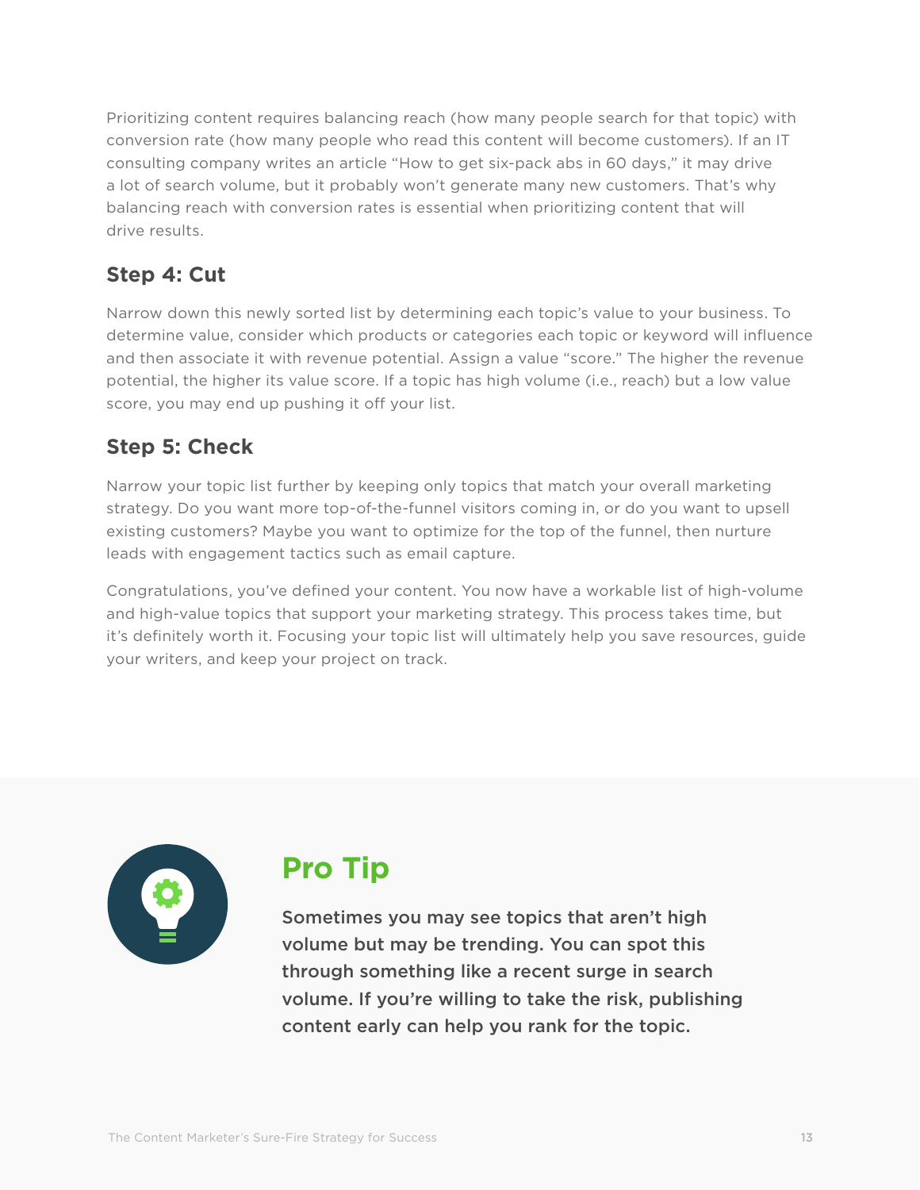Prioritizing content requires balancing reach (how many people search for that topic) with conversion rate (how many people who read this content will become customers). If an IT consulting company writes an article "How to get six-pack abs in 60 days," it may drive a lot of search volume, but it probably won't generate many new customers. That's why balancing reach with conversion rates is essential when prioritizing content that will drive results.

### Step 4: Cut

Narrow down this newly sorted list by determining each topic's value to your business. To determine value, consider which products or categories each topic or keyword will influence and then associate it with revenue potential. Assign a value "score." The higher the revenue potential, the higher its value score. If a topic has high volume (i.e., reach) but a low value score, you may end up pushing it off your list.

### Step 5: Check

Narrow your topic list further by keeping only topics that match your overall marketing strategy. Do you want more top-of-the-funnel visitors coming in, or do you want to upsell existing customers? Maybe you want to optimize for the top of the funnel, then nurture leads with engagement tactics such as email capture.

Congratulations, you've defined your content. You now have a workable list of high-volume and high-value topics that support your marketing strategy. This process takes time, but it's definitely worth it. Focusing your topic list will ultimately help you save resources, guide your writers, and keep your project on track.

## Pro Tip

Sometimes you may see topics that aren't high volume but may be trending. You can spot this through something like a recent surge in search volume. If you're willing to take the risk, publishing content early can help you rank for the topic.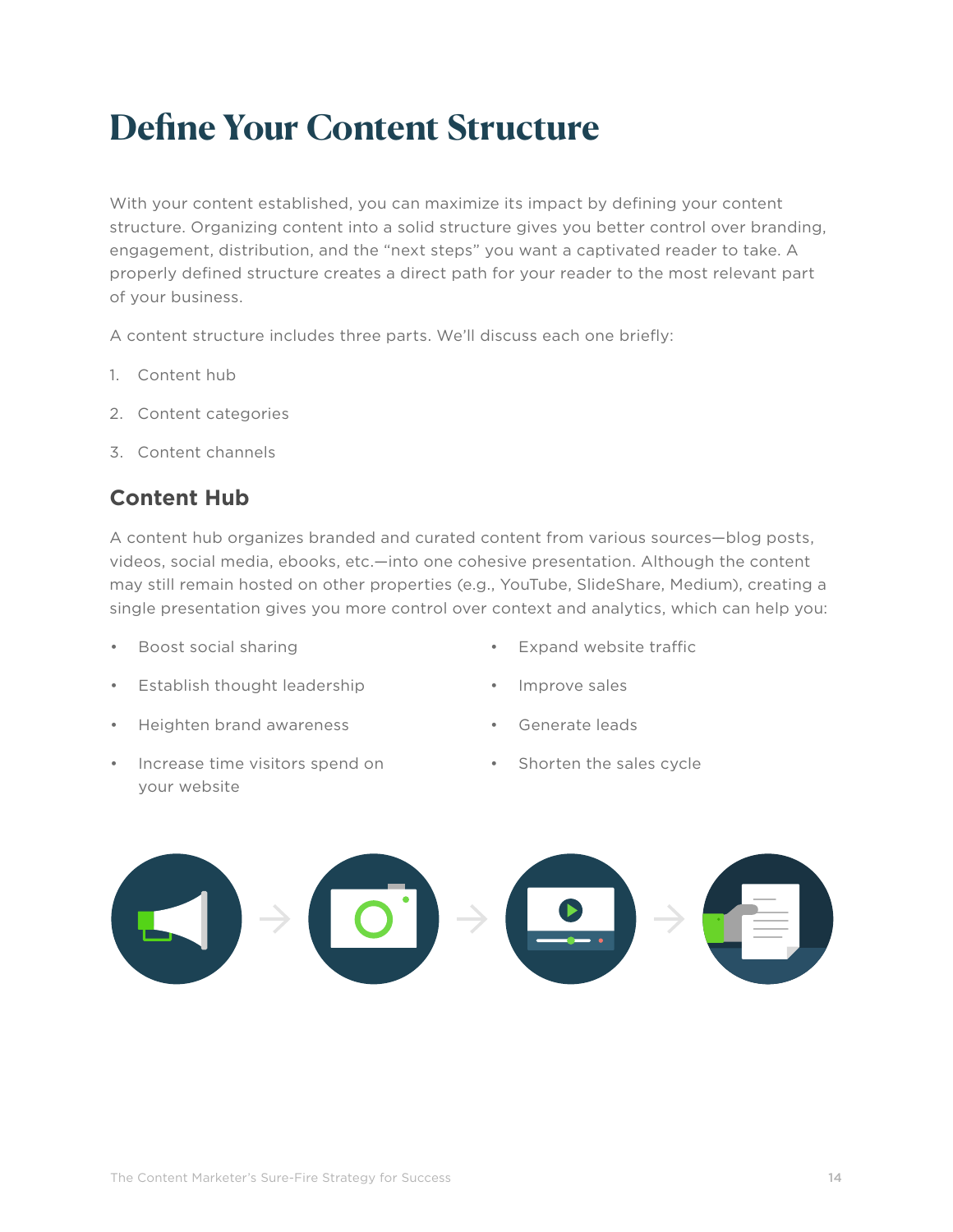# Define Your Content Structure

With your content established, you can maximize its impact by defining your content structure. Organizing content into a solid structure gives you better control over branding, engagement, distribution, and the "next steps" you want a captivated reader to take. A properly defined structure creates a direct path for your reader to the most relevant part of your business.

A content structure includes three parts. We'll discuss each one briefly:

1. Content hub
2. Content categories
3. Content channels

## Content Hub

A content hub organizes branded and curated content from various sources—blog posts, videos, social media, ebooks, etc.—into one cohesive presentation. Although the content may still remain hosted on other properties (e.g., YouTube, SlideShare, Medium), creating a single presentation gives you more control over context and analytics, which can help you:

- Boost social sharing
- Establish thought leadership
- Heighten brand awareness
- Increase time visitors spend on your website
- Expand website traffic
- Improve sales
- Generate leads
- Shorten the sales cycle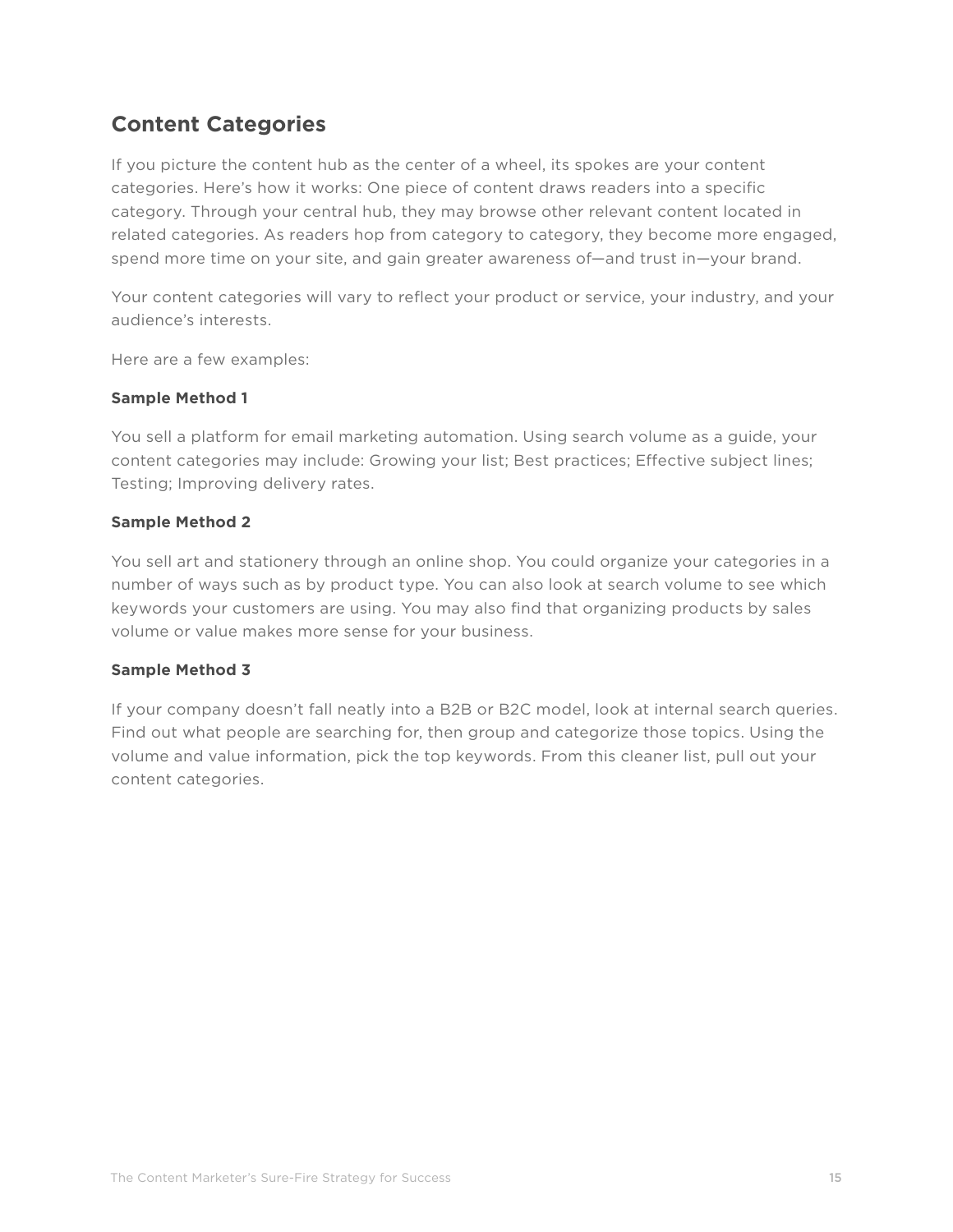## Content Categories

If you picture the content hub as the center of a wheel, its spokes are your content categories. Here's how it works: One piece of content draws readers into a specific category. Through your central hub, they may browse other relevant content located in related categories. As readers hop from category to category, they become more engaged, spend more time on your site, and gain greater awareness of—and trust in—your brand.

Your content categories will vary to reflect your product or service, your industry, and your audience's interests.

Here are a few examples:

**Sample Method 1**

You sell a platform for email marketing automation. Using search volume as a guide, your content categories may include: Growing your list; Best practices; Effective subject lines; Testing; Improving delivery rates.

**Sample Method 2**

You sell art and stationery through an online shop. You could organize your categories in a number of ways such as by product type. You can also look at search volume to see which keywords your customers are using. You may also find that organizing products by sales volume or value makes more sense for your business.

**Sample Method 3**

If your company doesn't fall neatly into a B2B or B2C model, look at internal search queries. Find out what people are searching for, then group and categorize those topics. Using the volume and value information, pick the top keywords. From this cleaner list, pull out your content categories.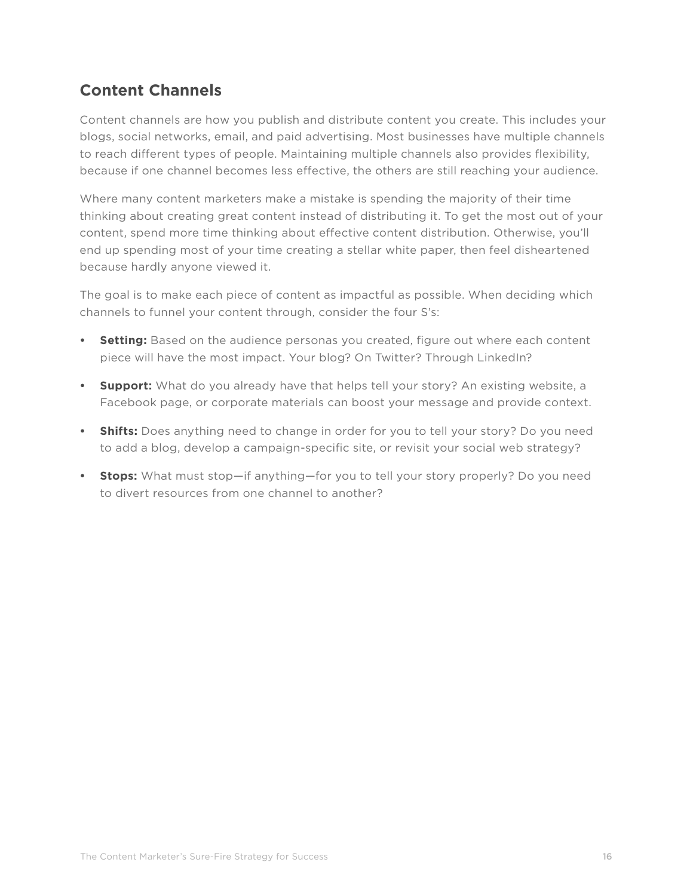## Content Channels

Content channels are how you publish and distribute content you create. This includes your blogs, social networks, email, and paid advertising. Most businesses have multiple channels to reach different types of people. Maintaining multiple channels also provides flexibility, because if one channel becomes less effective, the others are still reaching your audience.

Where many content marketers make a mistake is spending the majority of their time thinking about creating great content instead of distributing it. To get the most out of your content, spend more time thinking about effective content distribution. Otherwise, you'll end up spending most of your time creating a stellar white paper, then feel disheartened because hardly anyone viewed it.

The goal is to make each piece of content as impactful as possible. When deciding which channels to funnel your content through, consider the four S's:

- **Setting:** Based on the audience personas you created, figure out where each content piece will have the most impact. Your blog? On Twitter? Through LinkedIn?
- **Support:** What do you already have that helps tell your story? An existing website, a Facebook page, or corporate materials can boost your message and provide context.
- **Shifts:** Does anything need to change in order for you to tell your story? Do you need to add a blog, develop a campaign-specific site, or revisit your social web strategy?
- **Stops:** What must stop—if anything—for you to tell your story properly? Do you need to divert resources from one channel to another?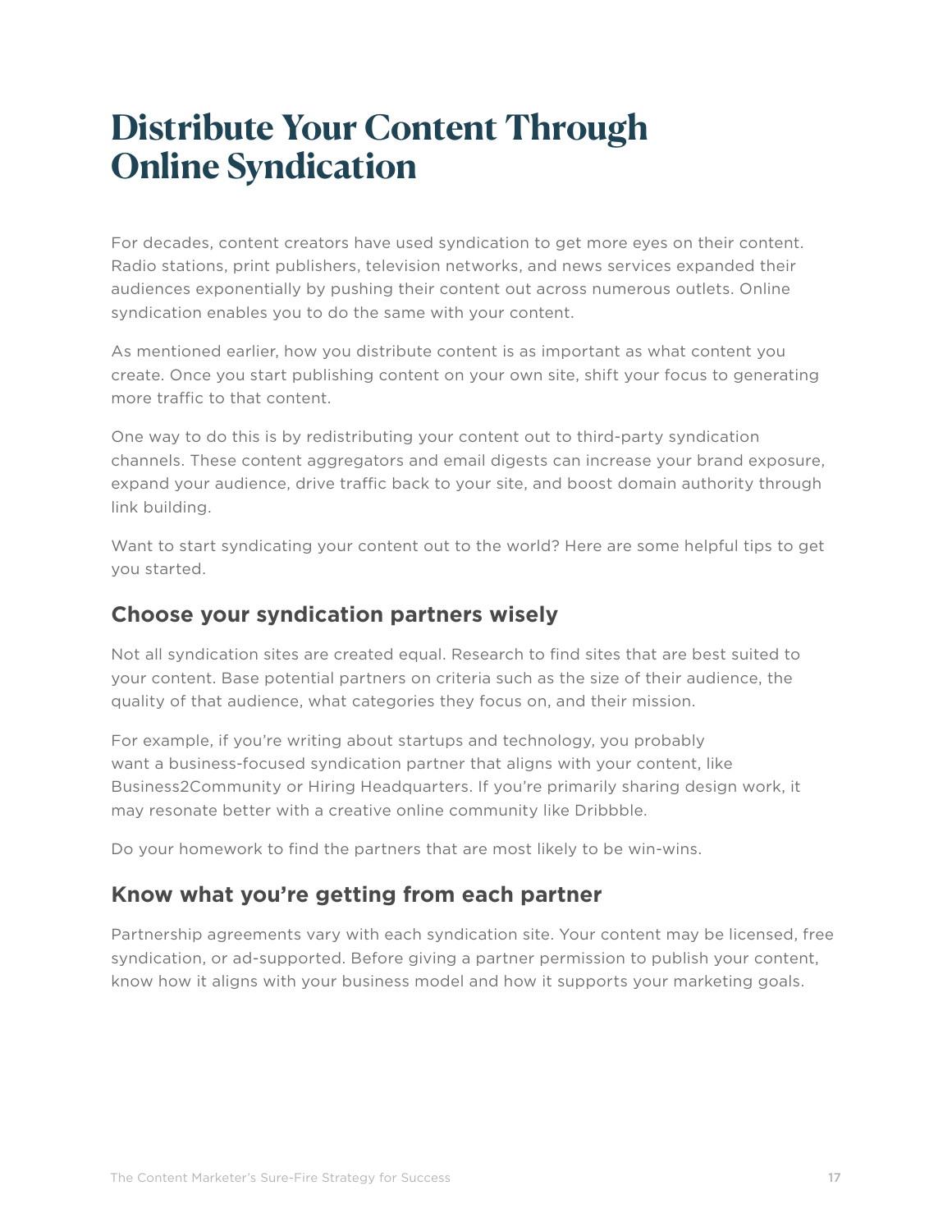# Distribute Your Content Through Online Syndication

For decades, content creators have used syndication to get more eyes on their content. Radio stations, print publishers, television networks, and news services expanded their audiences exponentially by pushing their content out across numerous outlets. Online syndication enables you to do the same with your content.

As mentioned earlier, how you distribute content is as important as what content you create. Once you start publishing content on your own site, shift your focus to generating more traffic to that content.

One way to do this is by redistributing your content out to third-party syndication channels. These content aggregators and email digests can increase your brand exposure, expand your audience, drive traffic back to your site, and boost domain authority through link building.

Want to start syndicating your content out to the world? Here are some helpful tips to get you started.

## Choose your syndication partners wisely

Not all syndication sites are created equal. Research to find sites that are best suited to your content. Base potential partners on criteria such as the size of their audience, the quality of that audience, what categories they focus on, and their mission.

For example, if you're writing about startups and technology, you probably want a business-focused syndication partner that aligns with your content, like Business2Community or Hiring Headquarters. If you're primarily sharing design work, it may resonate better with a creative online community like Dribbble.

Do your homework to find the partners that are most likely to be win-wins.

## Know what you're getting from each partner

Partnership agreements vary with each syndication site. Your content may be licensed, free syndication, or ad-supported. Before giving a partner permission to publish your content, know how it aligns with your business model and how it supports your marketing goals.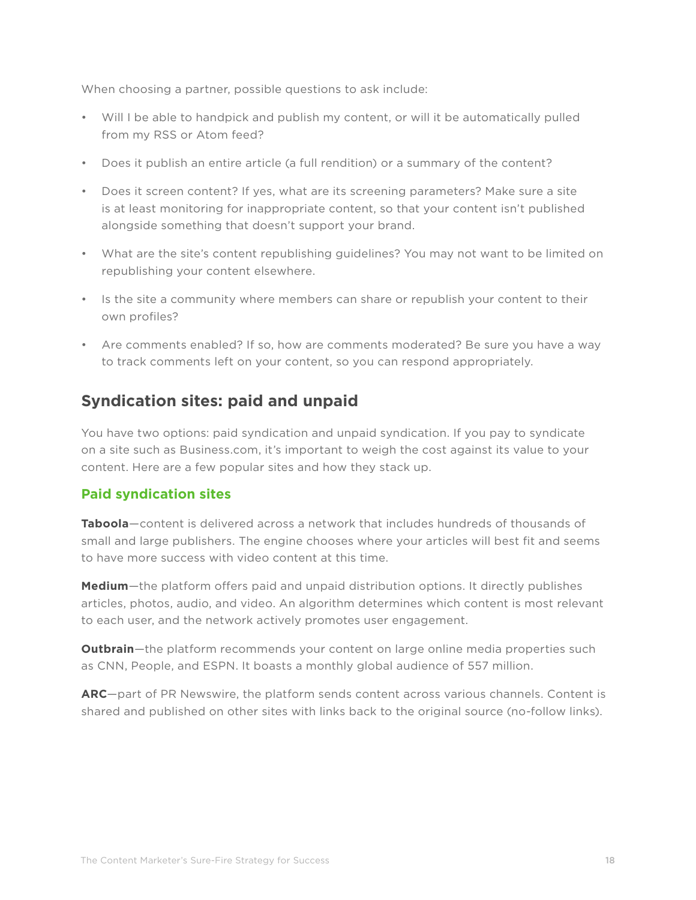When choosing a partner, possible questions to ask include:

- Will I be able to handpick and publish my content, or will it be automatically pulled from my RSS or Atom feed?
- Does it publish an entire article (a full rendition) or a summary of the content?
- Does it screen content? If yes, what are its screening parameters? Make sure a site is at least monitoring for inappropriate content, so that your content isn't published alongside something that doesn't support your brand.
- What are the site's content republishing guidelines? You may not want to be limited on republishing your content elsewhere.
- Is the site a community where members can share or republish your content to their own profiles?
- Are comments enabled? If so, how are comments moderated? Be sure you have a way to track comments left on your content, so you can respond appropriately.

## Syndication sites: paid and unpaid

You have two options: paid syndication and unpaid syndication. If you pay to syndicate on a site such as Business.com, it's important to weigh the cost against its value to your content. Here are a few popular sites and how they stack up.

### Paid syndication sites

**Taboola**—content is delivered across a network that includes hundreds of thousands of small and large publishers. The engine chooses where your articles will best fit and seems to have more success with video content at this time.

**Medium**—the platform offers paid and unpaid distribution options. It directly publishes articles, photos, audio, and video. An algorithm determines which content is most relevant to each user, and the network actively promotes user engagement.

**Outbrain**—the platform recommends your content on large online media properties such as CNN, People, and ESPN. It boasts a monthly global audience of 557 million.

**ARC**—part of PR Newswire, the platform sends content across various channels. Content is shared and published on other sites with links back to the original source (no-follow links).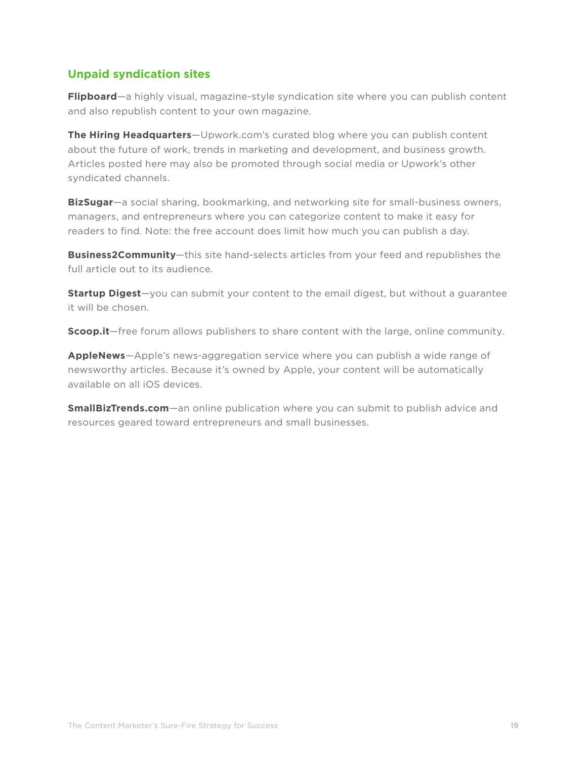## Unpaid syndication sites

**Flipboard**—a highly visual, magazine-style syndication site where you can publish content and also republish content to your own magazine.

**The Hiring Headquarters**—Upwork.com's curated blog where you can publish content about the future of work, trends in marketing and development, and business growth. Articles posted here may also be promoted through social media or Upwork's other syndicated channels.

**BizSugar**—a social sharing, bookmarking, and networking site for small-business owners, managers, and entrepreneurs where you can categorize content to make it easy for readers to find. Note: the free account does limit how much you can publish a day.

**Business2Community**—this site hand-selects articles from your feed and republishes the full article out to its audience.

**Startup Digest**—you can submit your content to the email digest, but without a guarantee it will be chosen.

**Scoop.it**—free forum allows publishers to share content with the large, online community.

**AppleNews**—Apple's news-aggregation service where you can publish a wide range of newsworthy articles. Because it's owned by Apple, your content will be automatically available on all iOS devices.

**SmallBizTrends.com**—an online publication where you can submit to publish advice and resources geared toward entrepreneurs and small businesses.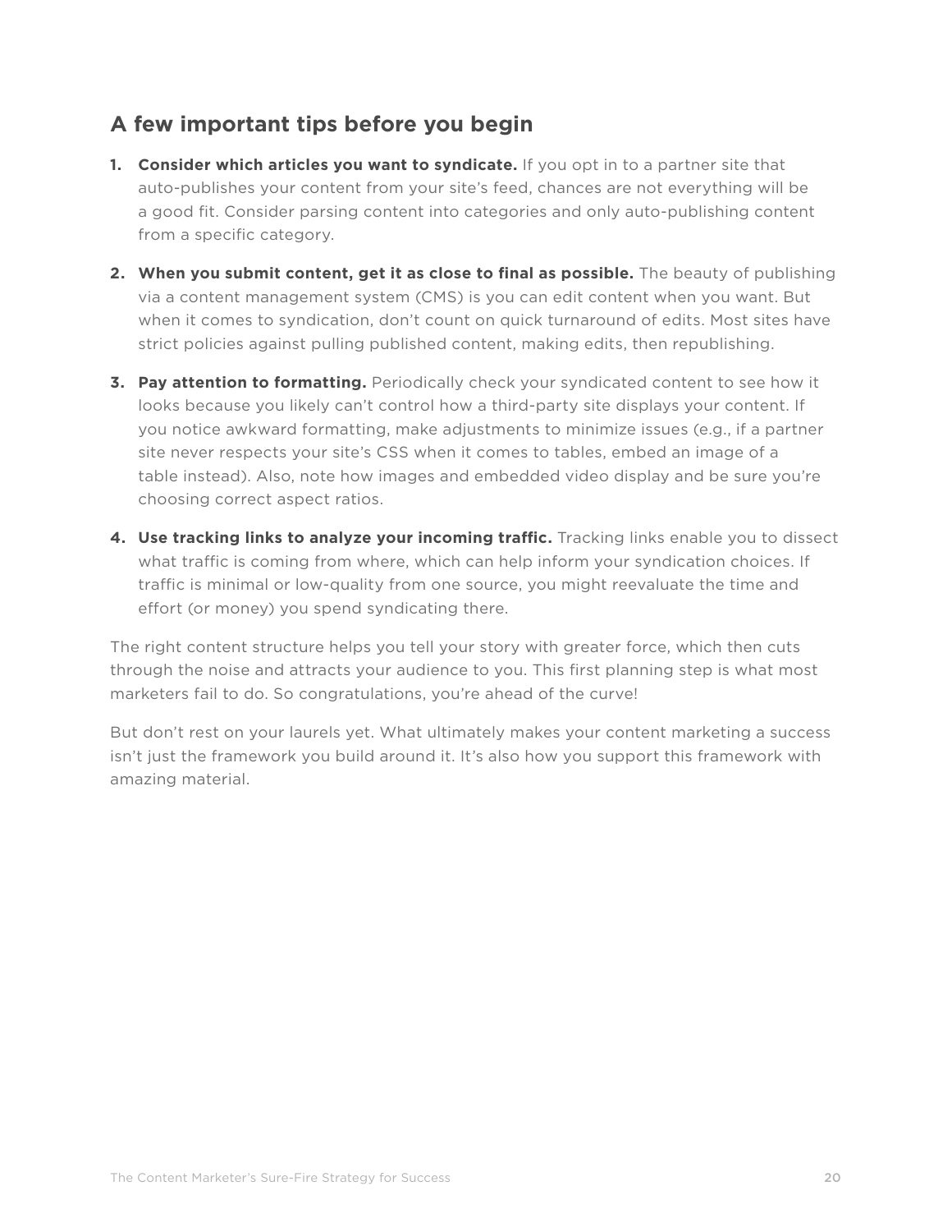## A few important tips before you begin

1. **Consider which articles you want to syndicate.** If you opt in to a partner site that auto-publishes your content from your site's feed, chances are not everything will be a good fit. Consider parsing content into categories and only auto-publishing content from a specific category.

2. **When you submit content, get it as close to final as possible.** The beauty of publishing via a content management system (CMS) is you can edit content when you want. But when it comes to syndication, don't count on quick turnaround of edits. Most sites have strict policies against pulling published content, making edits, then republishing.

3. **Pay attention to formatting.** Periodically check your syndicated content to see how it looks because you likely can't control how a third-party site displays your content. If you notice awkward formatting, make adjustments to minimize issues (e.g., if a partner site never respects your site's CSS when it comes to tables, embed an image of a table instead). Also, note how images and embedded video display and be sure you're choosing correct aspect ratios.

4. **Use tracking links to analyze your incoming traffic.** Tracking links enable you to dissect what traffic is coming from where, which can help inform your syndication choices. If traffic is minimal or low-quality from one source, you might reevaluate the time and effort (or money) you spend syndicating there.

The right content structure helps you tell your story with greater force, which then cuts through the noise and attracts your audience to you. This first planning step is what most marketers fail to do. So congratulations, you're ahead of the curve!

But don't rest on your laurels yet. What ultimately makes your content marketing a success isn't just the framework you build around it. It's also how you support this framework with amazing material.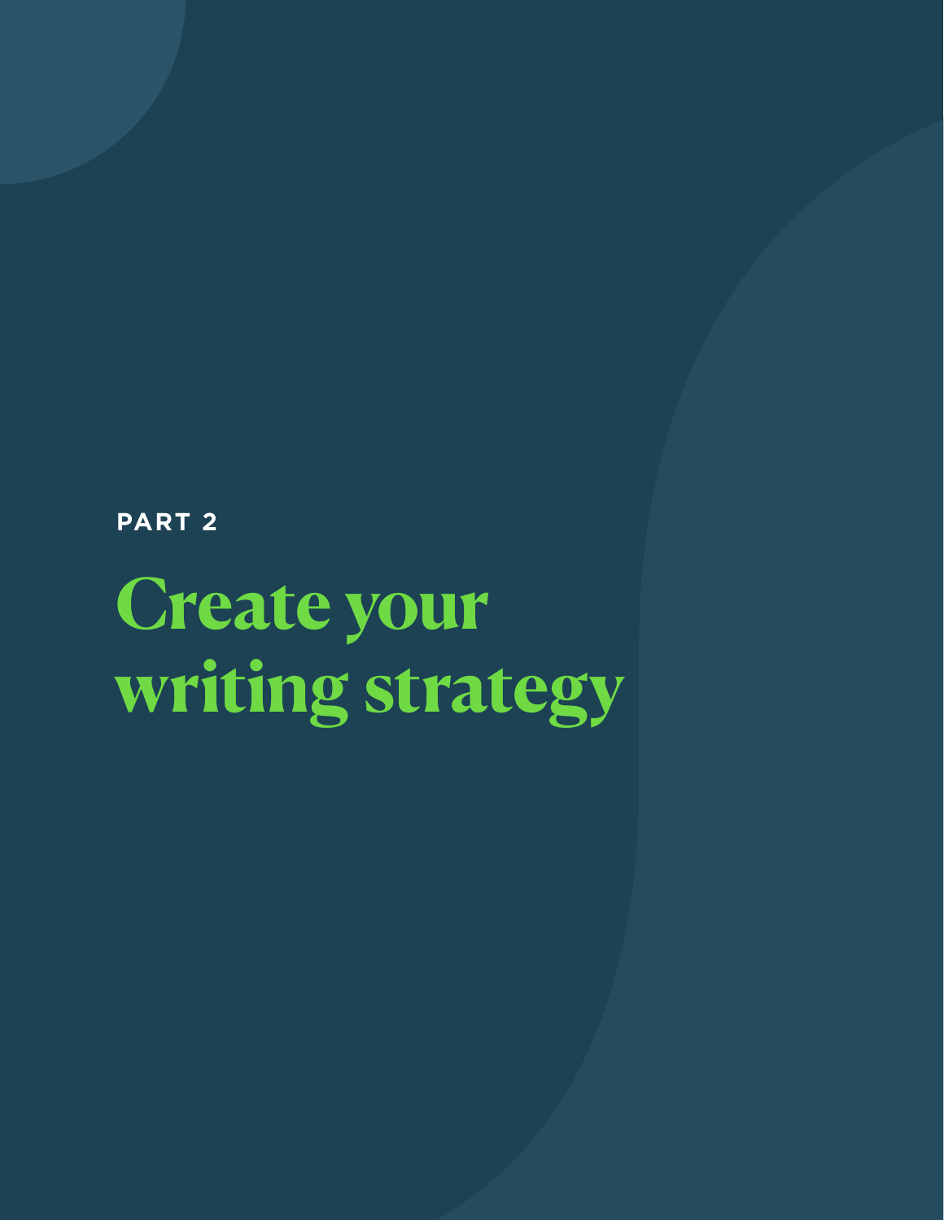PART 2

# Create your writing strategy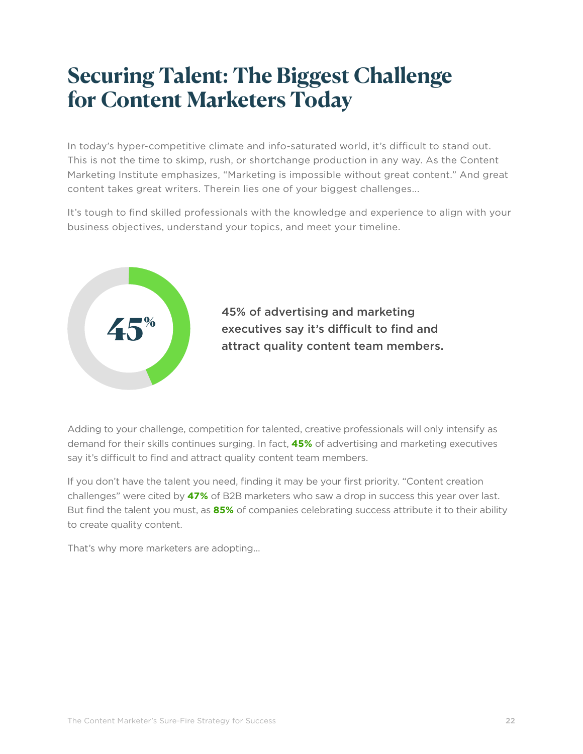# Securing Talent: The Biggest Challenge for Content Marketers Today

In today's hyper-competitive climate and info-saturated world, it's difficult to stand out. This is not the time to skimp, rush, or shortchange production in any way. As the Content Marketing Institute emphasizes, "Marketing is impossible without great content." And great content takes great writers. Therein lies one of your biggest challenges...

It's tough to find skilled professionals with the knowledge and experience to align with your business objectives, understand your topics, and meet your timeline.

45%

45% of advertising and marketing executives say it's difficult to find and attract quality content team members.

Adding to your challenge, competition for talented, creative professionals will only intensify as demand for their skills continues surging. In fact, **45%** of advertising and marketing executives say it's difficult to find and attract quality content team members.

If you don't have the talent you need, finding it may be your first priority. "Content creation challenges" were cited by **47%** of B2B marketers who saw a drop in success this year over last. But find the talent you must, as **85%** of companies celebrating success attribute it to their ability to create quality content.

That's why more marketers are adopting...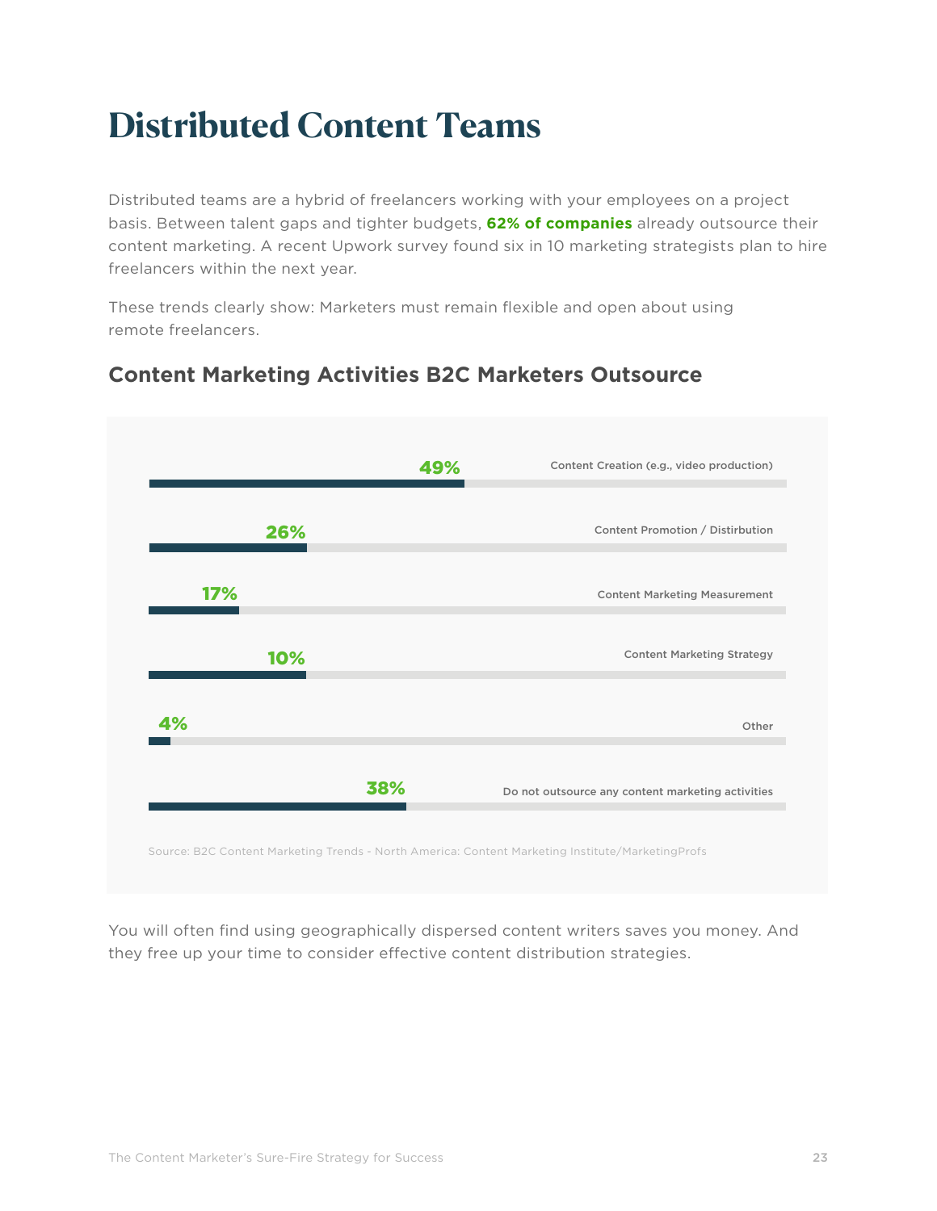# Distributed Content Teams

Distributed teams are a hybrid of freelancers working with your employees on a project basis. Between talent gaps and tighter budgets, **62% of companies** already outsource their content marketing. A recent Upwork survey found six in 10 marketing strategists plan to hire freelancers within the next year.

These trends clearly show: Marketers must remain flexible and open about using remote freelancers.

## Content Marketing Activities B2C Marketers Outsource

| Activity | Percentage |
|---|---|
| Content Creation (e.g., video production) | 49% |
| Content Promotion / Distirbution | 26% |
| Content Marketing Measurement | 17% |
| Content Marketing Strategy | 10% |
| Other | 4% |
| Do not outsource any content marketing activities | 38% |

Source: B2C Content Marketing Trends - North America: Content Marketing Institute/MarketingProfs

You will often find using geographically dispersed content writers saves you money. And they free up your time to consider effective content distribution strategies.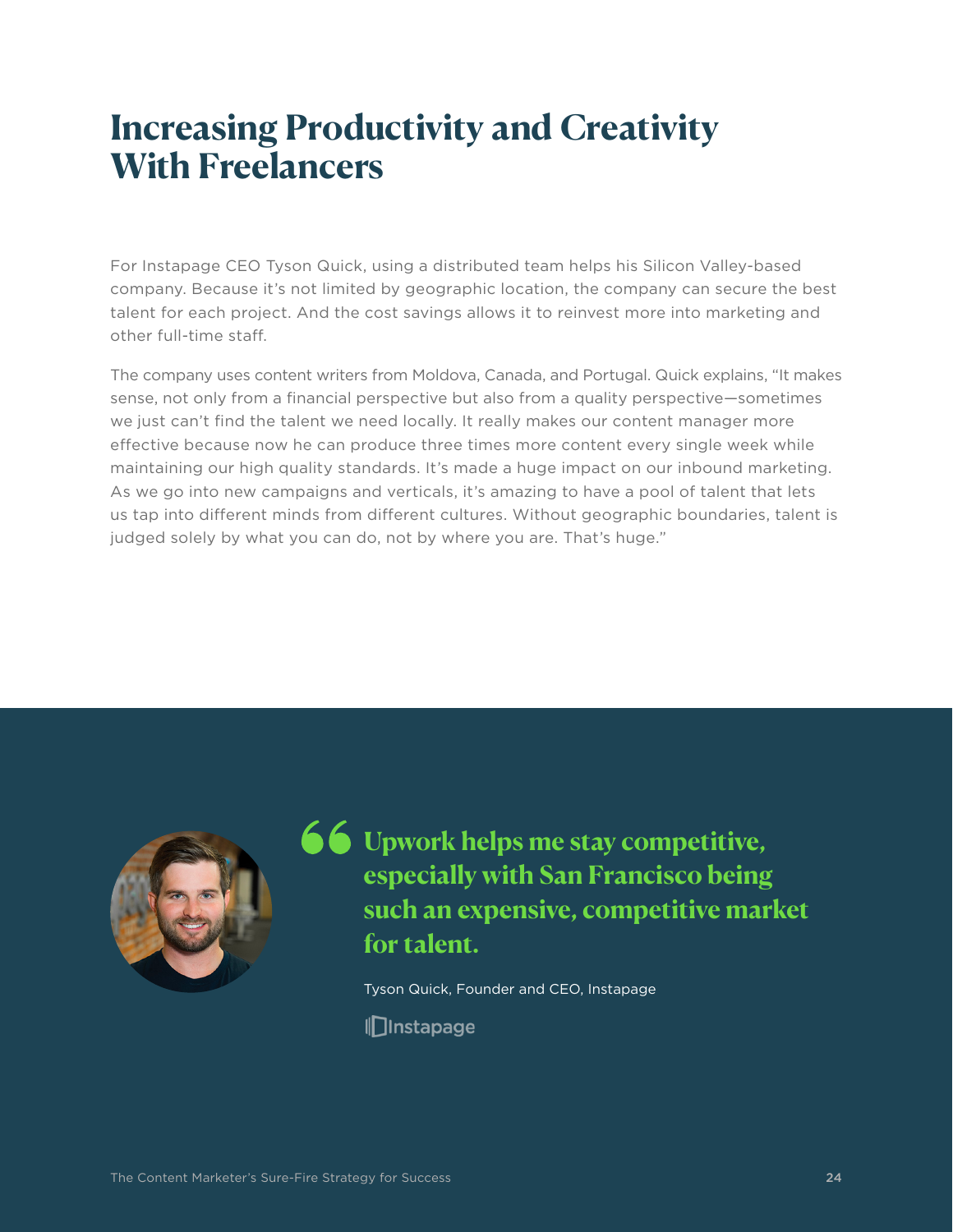# Increasing Productivity and Creativity With Freelancers

For Instapage CEO Tyson Quick, using a distributed team helps his Silicon Valley-based company. Because it's not limited by geographic location, the company can secure the best talent for each project. And the cost savings allows it to reinvest more into marketing and other full-time staff.

The company uses content writers from Moldova, Canada, and Portugal. Quick explains, "It makes sense, not only from a financial perspective but also from a quality perspective—sometimes we just can't find the talent we need locally. It really makes our content manager more effective because now he can produce three times more content every single week while maintaining our high quality standards. It's made a huge impact on our inbound marketing. As we go into new campaigns and verticals, it's amazing to have a pool of talent that lets us tap into different minds from different cultures. Without geographic boundaries, talent is judged solely by what you can do, not by where you are. That's huge."

> **Upwork helps me stay competitive, especially with San Francisco being such an expensive, competitive market for talent.**
>
> Tyson Quick, Founder and CEO, Instapage
>
> Instapage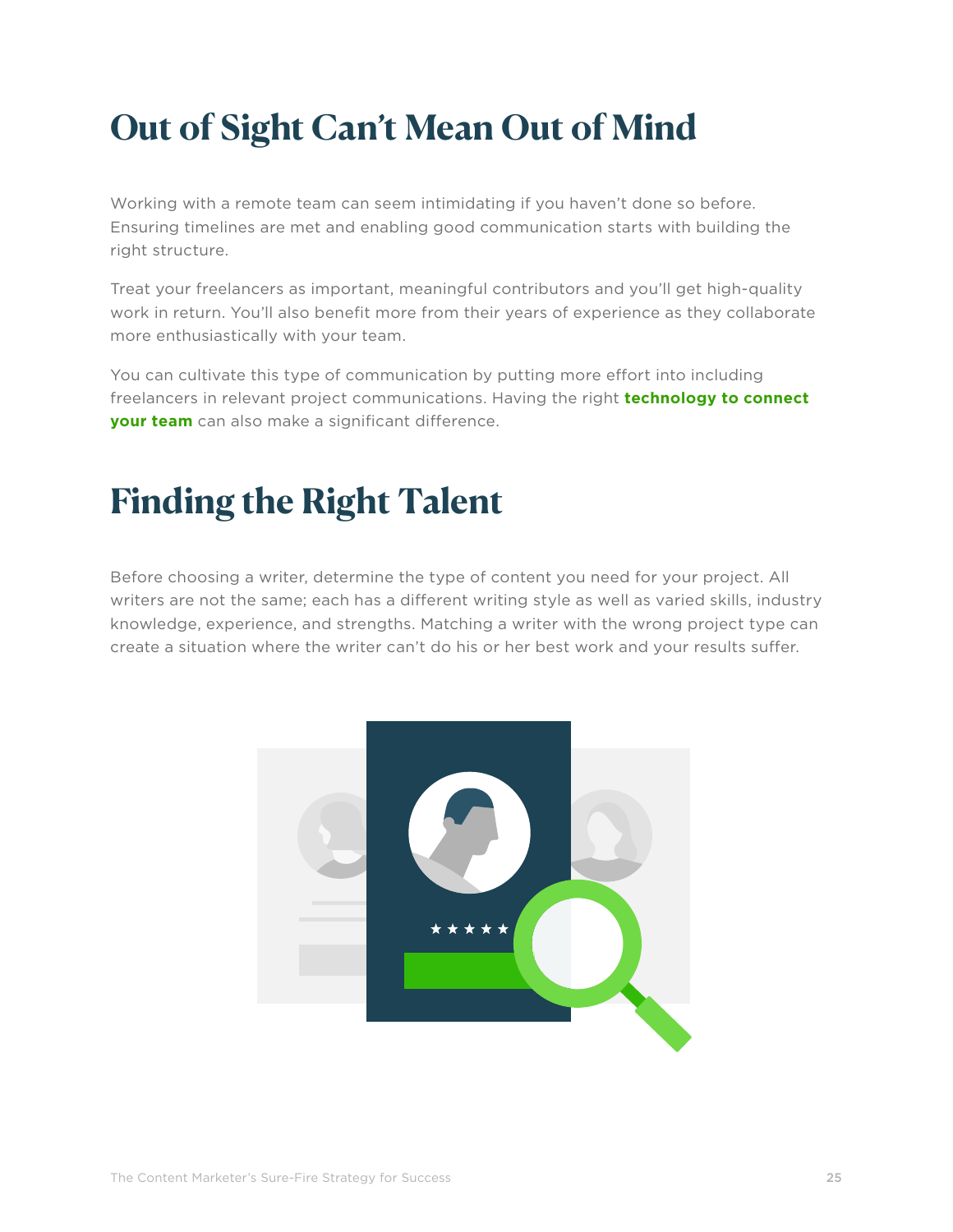# Out of Sight Can't Mean Out of Mind

Working with a remote team can seem intimidating if you haven't done so before. Ensuring timelines are met and enabling good communication starts with building the right structure.

Treat your freelancers as important, meaningful contributors and you'll get high-quality work in return. You'll also benefit more from their years of experience as they collaborate more enthusiastically with your team.

You can cultivate this type of communication by putting more effort into including freelancers in relevant project communications. Having the right **technology to connect your team** can also make a significant difference.

# Finding the Right Talent

Before choosing a writer, determine the type of content you need for your project. All writers are not the same; each has a different writing style as well as varied skills, industry knowledge, experience, and strengths. Matching a writer with the wrong project type can create a situation where the writer can't do his or her best work and your results suffer.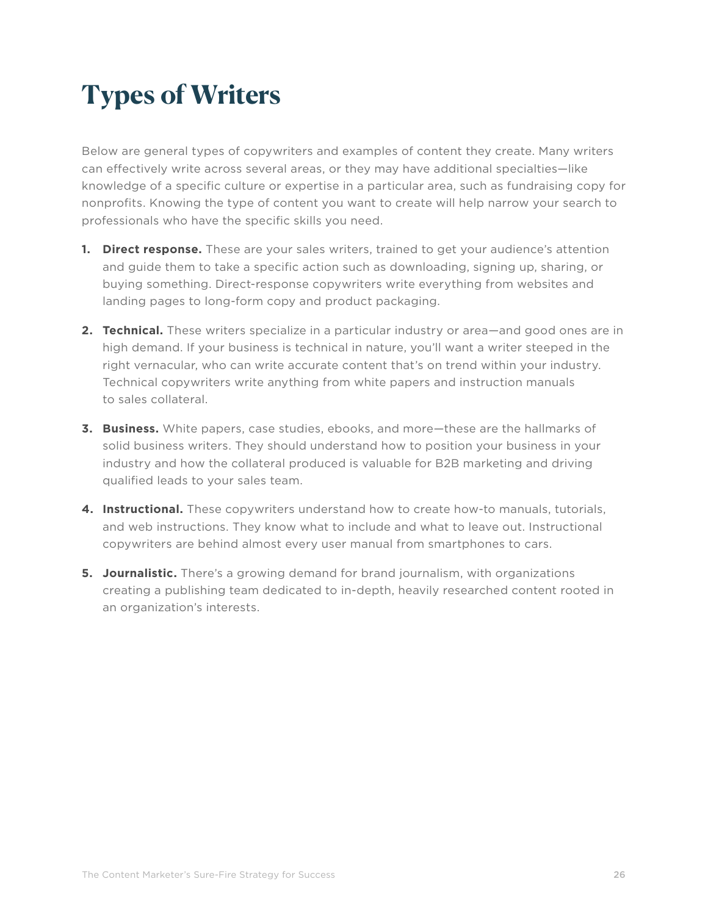# Types of Writers

Below are general types of copywriters and examples of content they create. Many writers can effectively write across several areas, or they may have additional specialties—like knowledge of a specific culture or expertise in a particular area, such as fundraising copy for nonprofits. Knowing the type of content you want to create will help narrow your search to professionals who have the specific skills you need.

1. **Direct response.** These are your sales writers, trained to get your audience's attention and guide them to take a specific action such as downloading, signing up, sharing, or buying something. Direct-response copywriters write everything from websites and landing pages to long-form copy and product packaging.

2. **Technical.** These writers specialize in a particular industry or area—and good ones are in high demand. If your business is technical in nature, you'll want a writer steeped in the right vernacular, who can write accurate content that's on trend within your industry. Technical copywriters write anything from white papers and instruction manuals to sales collateral.

3. **Business.** White papers, case studies, ebooks, and more—these are the hallmarks of solid business writers. They should understand how to position your business in your industry and how the collateral produced is valuable for B2B marketing and driving qualified leads to your sales team.

4. **Instructional.** These copywriters understand how to create how-to manuals, tutorials, and web instructions. They know what to include and what to leave out. Instructional copywriters are behind almost every user manual from smartphones to cars.

5. **Journalistic.** There's a growing demand for brand journalism, with organizations creating a publishing team dedicated to in-depth, heavily researched content rooted in an organization's interests.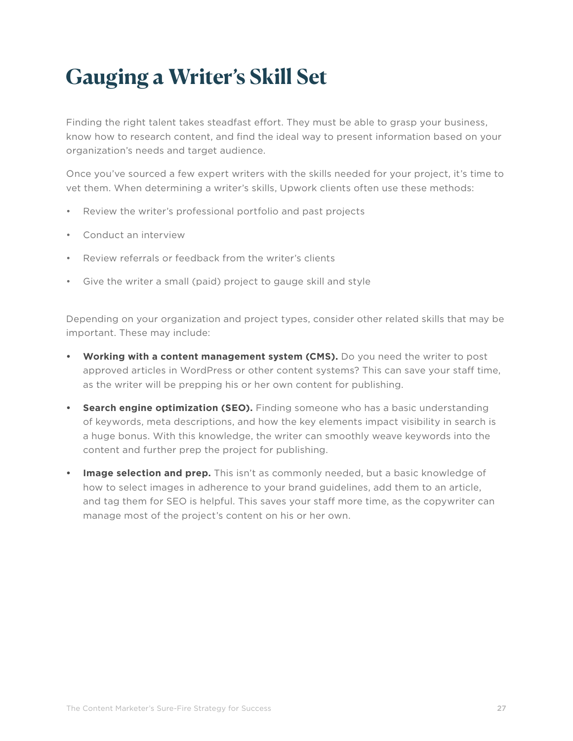# Gauging a Writer's Skill Set

Finding the right talent takes steadfast effort. They must be able to grasp your business, know how to research content, and find the ideal way to present information based on your organization's needs and target audience.

Once you've sourced a few expert writers with the skills needed for your project, it's time to vet them. When determining a writer's skills, Upwork clients often use these methods:

- Review the writer's professional portfolio and past projects
- Conduct an interview
- Review referrals or feedback from the writer's clients
- Give the writer a small (paid) project to gauge skill and style

Depending on your organization and project types, consider other related skills that may be important. These may include:

- **Working with a content management system (CMS).** Do you need the writer to post approved articles in WordPress or other content systems? This can save your staff time, as the writer will be prepping his or her own content for publishing.
- **Search engine optimization (SEO).** Finding someone who has a basic understanding of keywords, meta descriptions, and how the key elements impact visibility in search is a huge bonus. With this knowledge, the writer can smoothly weave keywords into the content and further prep the project for publishing.
- **Image selection and prep.** This isn't as commonly needed, but a basic knowledge of how to select images in adherence to your brand guidelines, add them to an article, and tag them for SEO is helpful. This saves your staff more time, as the copywriter can manage most of the project's content on his or her own.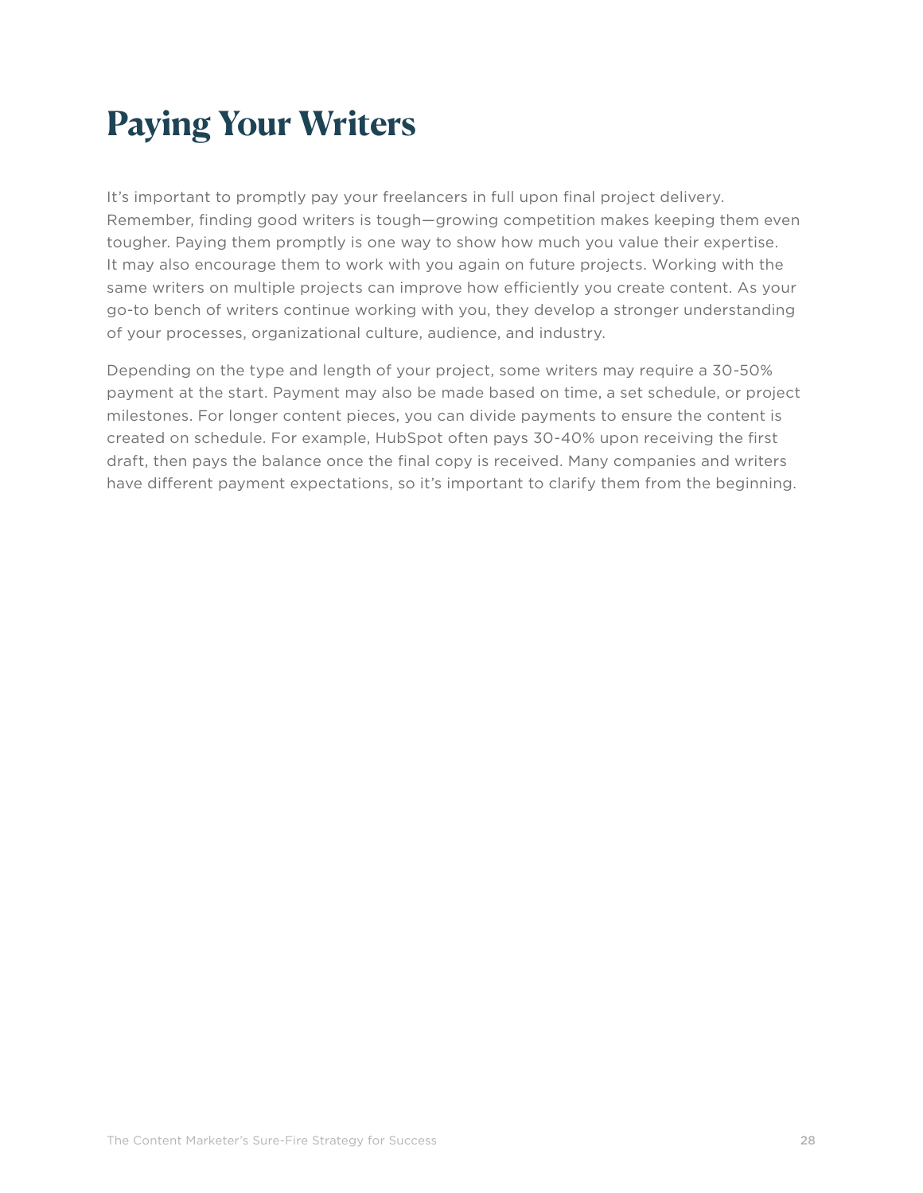# Paying Your Writers

It's important to promptly pay your freelancers in full upon final project delivery. Remember, finding good writers is tough—growing competition makes keeping them even tougher. Paying them promptly is one way to show how much you value their expertise. It may also encourage them to work with you again on future projects. Working with the same writers on multiple projects can improve how efficiently you create content. As your go-to bench of writers continue working with you, they develop a stronger understanding of your processes, organizational culture, audience, and industry.

Depending on the type and length of your project, some writers may require a 30-50% payment at the start. Payment may also be made based on time, a set schedule, or project milestones. For longer content pieces, you can divide payments to ensure the content is created on schedule. For example, HubSpot often pays 30-40% upon receiving the first draft, then pays the balance once the final copy is received. Many companies and writers have different payment expectations, so it's important to clarify them from the beginning.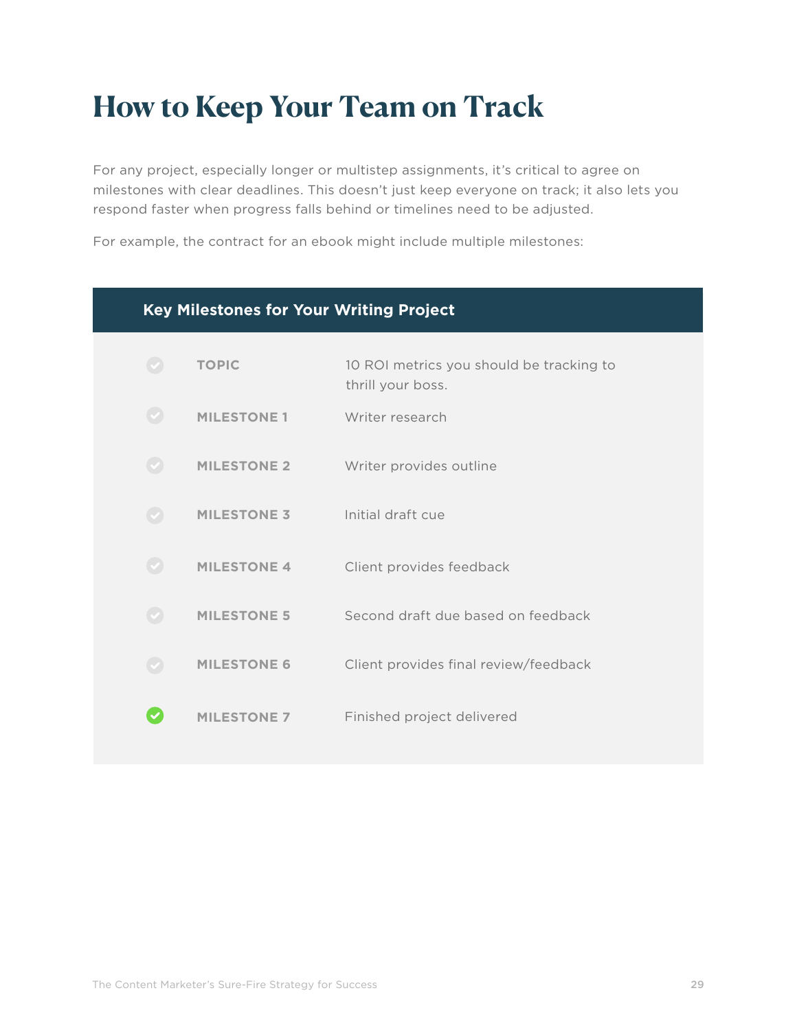# How to Keep Your Team on Track

For any project, especially longer or multistep assignments, it's critical to agree on milestones with clear deadlines. This doesn't just keep everyone on track; it also lets you respond faster when progress falls behind or timelines need to be adjusted.

For example, the contract for an ebook might include multiple milestones:

| Key Milestones for Your Writing Project | |
|---|---|
| **TOPIC** | 10 ROI metrics you should be tracking to thrill your boss. |
| **MILESTONE 1** | Writer research |
| **MILESTONE 2** | Writer provides outline |
| **MILESTONE 3** | Initial draft cue |
| **MILESTONE 4** | Client provides feedback |
| **MILESTONE 5** | Second draft due based on feedback |
| **MILESTONE 6** | Client provides final review/feedback |
| **MILESTONE 7** | Finished project delivered |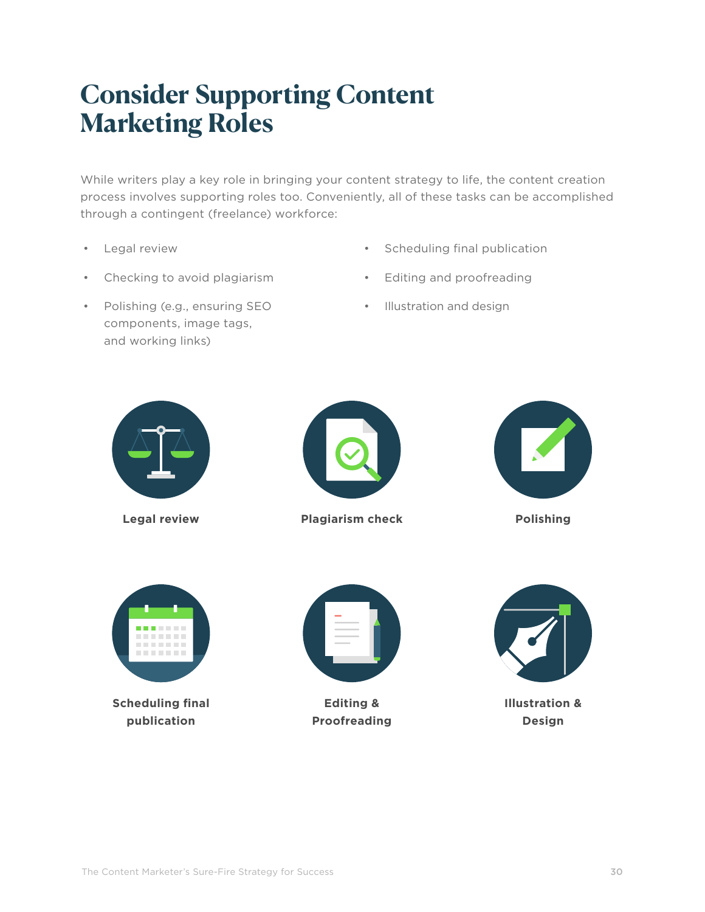# Consider Supporting Content Marketing Roles

While writers play a key role in bringing your content strategy to life, the content creation process involves supporting roles too. Conveniently, all of these tasks can be accomplished through a contingent (freelance) workforce:

- Legal review
- Checking to avoid plagiarism
- Polishing (e.g., ensuring SEO components, image tags, and working links)
- Scheduling final publication
- Editing and proofreading
- Illustration and design

**Legal review**

**Plagiarism check**

**Polishing**

**Scheduling final publication**

**Editing & Proofreading**

**Illustration & Design**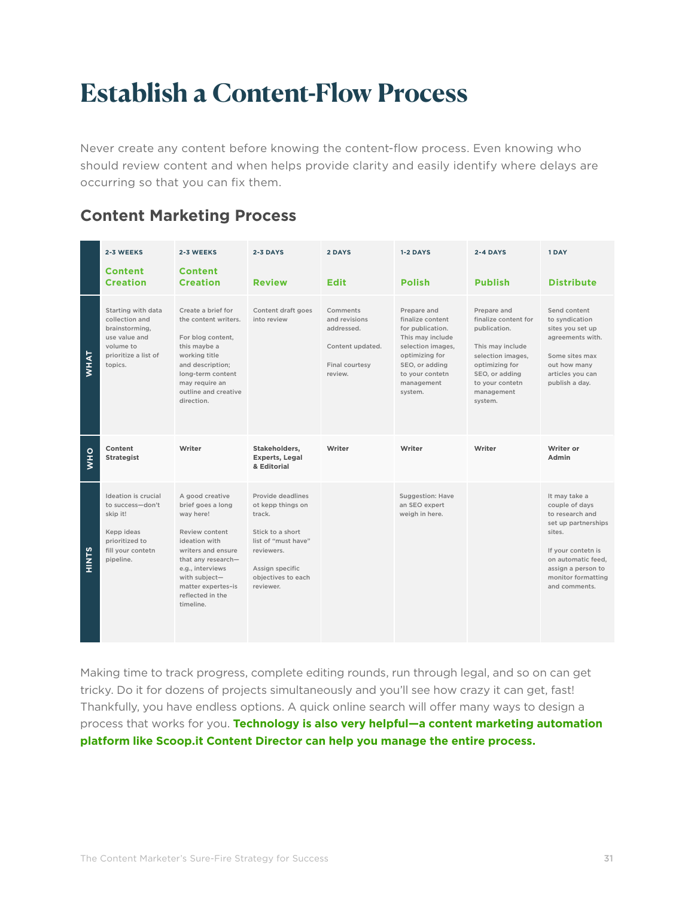# Establish a Content-Flow Process

Never create any content before knowing the content-flow process. Even knowing who should review content and when helps provide clarity and easily identify where delays are occurring so that you can fix them.

## Content Marketing Process

| | 2-3 WEEKS<br>**Content Creation** | 2-3 WEEKS<br>**Content Creation** | 2-3 DAYS<br>**Review** | 2 DAYS<br>**Edit** | 1-2 DAYS<br>**Polish** | 2-4 DAYS<br>**Publish** | 1 DAY<br>**Distribute** |
|---|---|---|---|---|---|---|---|
| **WHAT** | Starting with data collection and brainstorming, use value and volume to prioritize a list of topics. | Create a brief for the content writers.<br><br>For blog content, this maybe a working title and description; long-term content may require an outline and creative direction. | Content draft goes into review | Comments and revisions addressed.<br><br>Content updated.<br><br>Final courtesy review. | Prepare and finalize content for publication. This may include selection images, optimizing for SEO, or adding to your contetn management system. | Prepare and finalize content for publication.<br><br>This may include selection images, optimizing for SEO, or adding to your contetn management system. | Send content to syndication sites you set up agreements with.<br><br>Some sites max out how many articles you can publish a day. |
| **WHO** | Content Strategist | Writer | Stakeholders, Experts, Legal & Editorial | Writer | Writer | Writer | Writer or Admin |
| **HINTS** | Ideation is crucial to success—don't skip it!<br><br>Kepp ideas prioritized to fill your contetn pipeline. | A good creative brief goes a long way here!<br><br>Review content ideation with writers and ensure that any research—e.g., interviews with subject—matter expertes–is reflected in the timeline. | Provide deadlines ot kepp things on track.<br><br>Stick to a short list of "must have" reviewers.<br><br>Assign specific objectives to each reviewer. | | Suggestion: Have an SEO expert weigh in here. | | It may take a couple of days to research and set up partnerships sites.<br><br>If your contetn is on automatic feed, assign a person to monitor formatting and comments. |

Making time to track progress, complete editing rounds, run through legal, and so on can get tricky. Do it for dozens of projects simultaneously and you'll see how crazy it can get, fast! Thankfully, you have endless options. A quick online search will offer many ways to design a process that works for you. **Technology is also very helpful—a content marketing automation platform like Scoop.it Content Director can help you manage the entire process.**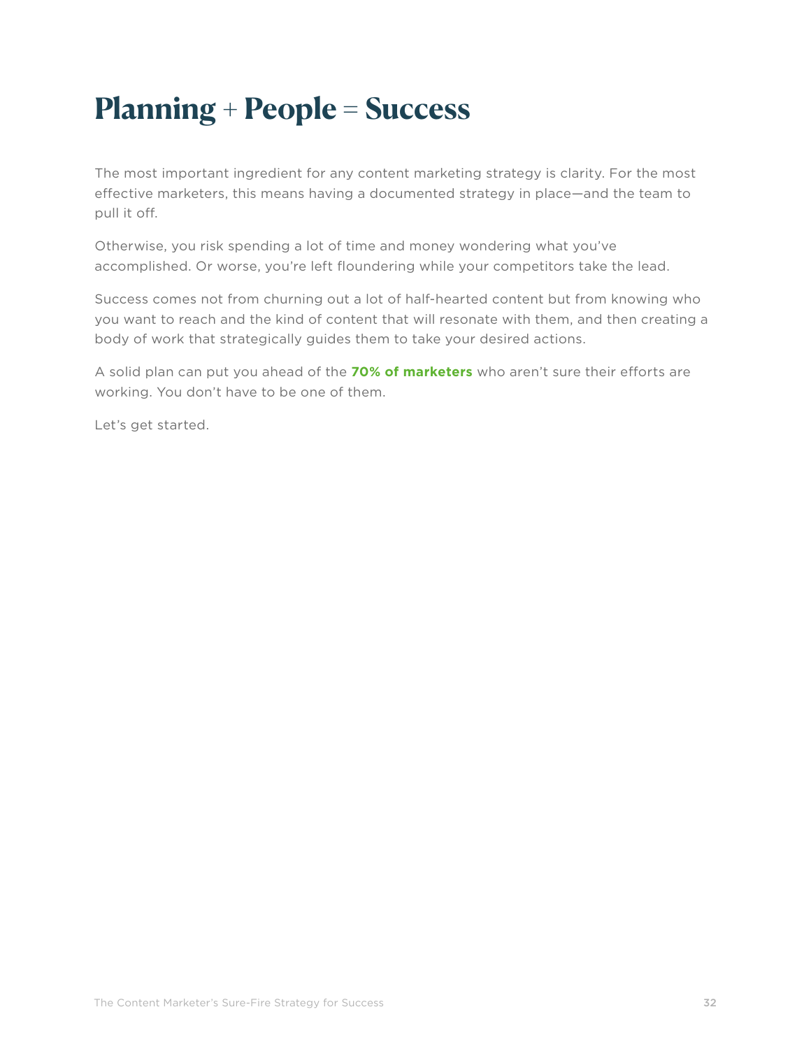# Planning + People = Success

The most important ingredient for any content marketing strategy is clarity. For the most effective marketers, this means having a documented strategy in place—and the team to pull it off.

Otherwise, you risk spending a lot of time and money wondering what you've accomplished. Or worse, you're left floundering while your competitors take the lead.

Success comes not from churning out a lot of half-hearted content but from knowing who you want to reach and the kind of content that will resonate with them, and then creating a body of work that strategically guides them to take your desired actions.

A solid plan can put you ahead of the **70% of marketers** who aren't sure their efforts are working. You don't have to be one of them.

Let's get started.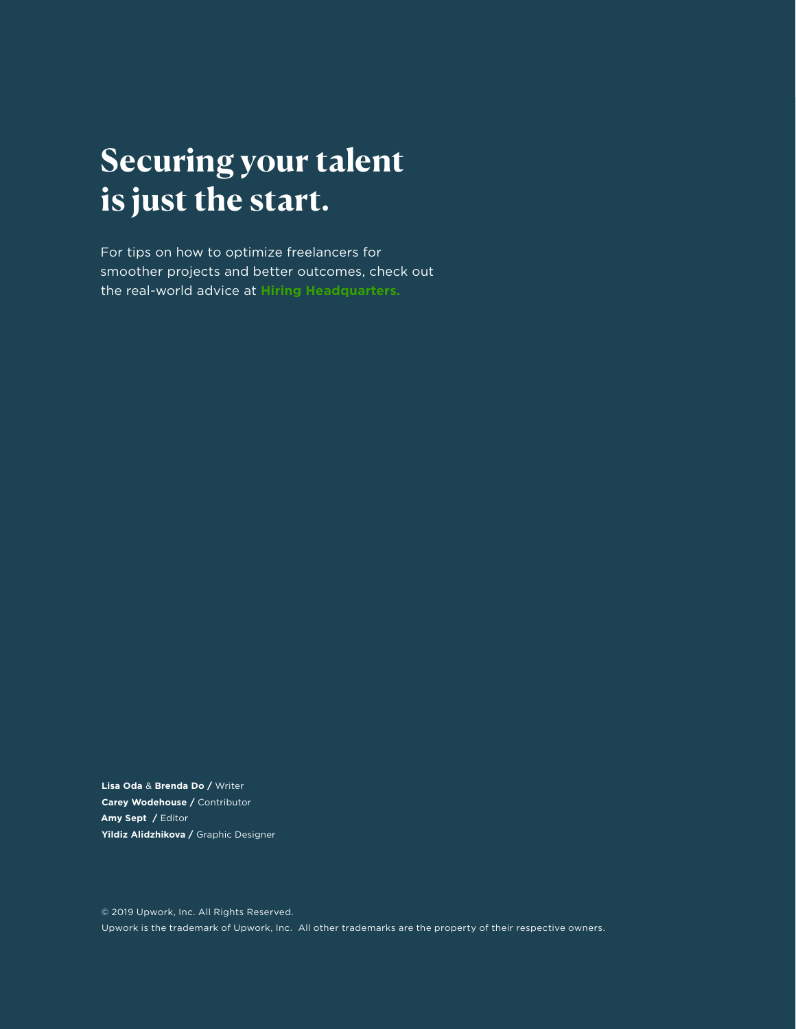# Securing your talent is just the start.

For tips on how to optimize freelancers for smoother projects and better outcomes, check out the real-world advice at **Hiring Headquarters.**

**Lisa Oda** & **Brenda Do /** Writer
**Carey Wodehouse /** Contributor
**Amy Sept /** Editor
**Yildiz Alidzhikova /** Graphic Designer

© 2019 Upwork, Inc. All Rights Reserved.
Upwork is the trademark of Upwork, Inc. All other trademarks are the property of their respective owners.